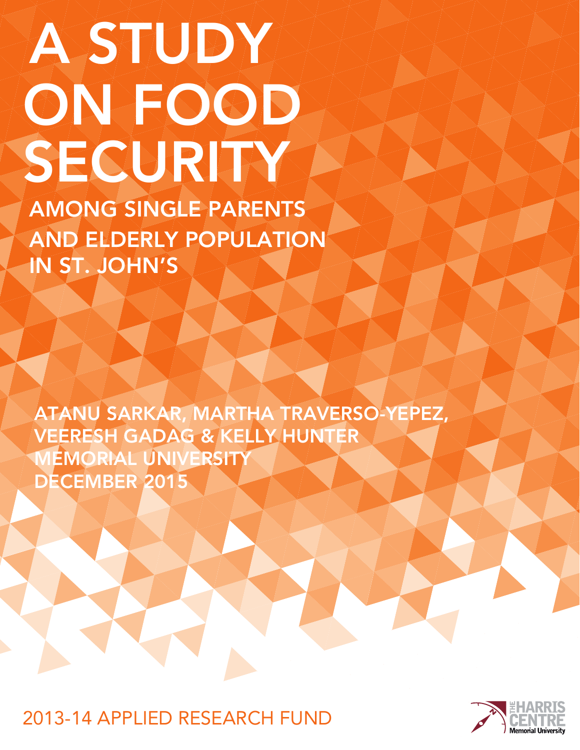# A STUDY ON FOOD SECURITY

## AMONG SINGLE PARENTS AND ELDERLY POPULATION IN ST. JOHN'S

ATANU SARKAR, MARTHA TRAVERSO-YEPEZ, VEERESH GADAG & KELLY HUNTER

MEMORIAL UNIVERSITY

DECEMBER 2015

2013-14 APPLIED RESEARCH FUND

THE HARRIS CENTRE
Memorial University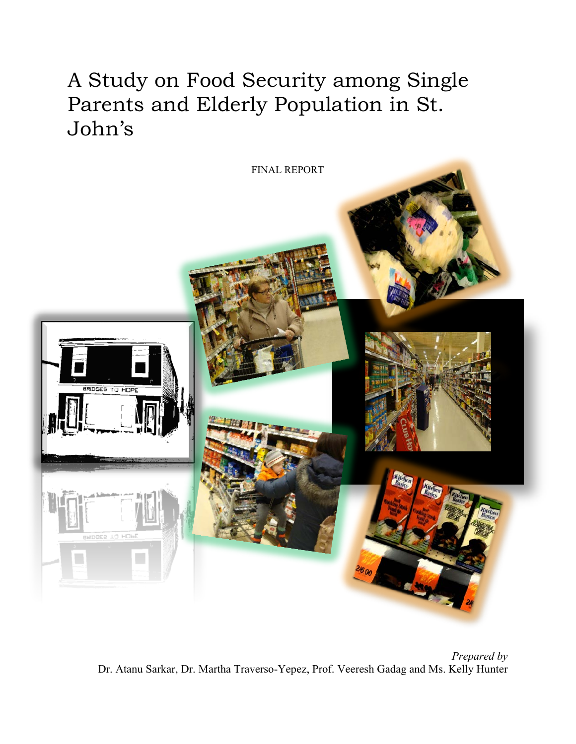# A Study on Food Security among Single Parents and Elderly Population in St. John's

FINAL REPORT

*Prepared by*
Dr. Atanu Sarkar, Dr. Martha Traverso-Yepez, Prof. Veeresh Gadag and Ms. Kelly Hunter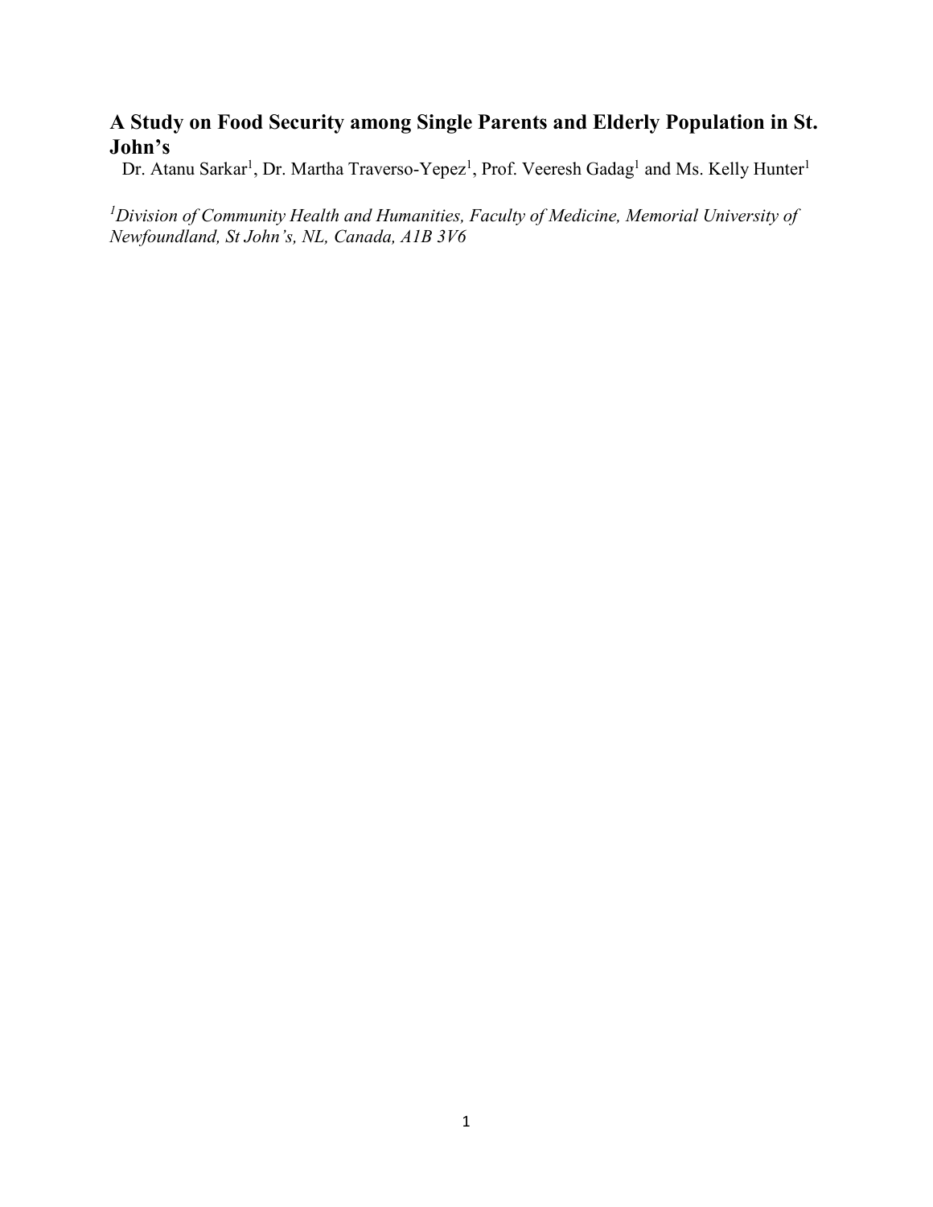# A Study on Food Security among Single Parents and Elderly Population in St. John's

Dr. Atanu Sarkar[1], Dr. Martha Traverso-Yepez[1], Prof. Veeresh Gadag[1] and Ms. Kelly Hunter[1]

*[1]Division of Community Health and Humanities, Faculty of Medicine, Memorial University of Newfoundland, St John's, NL, Canada, A1B 3V6*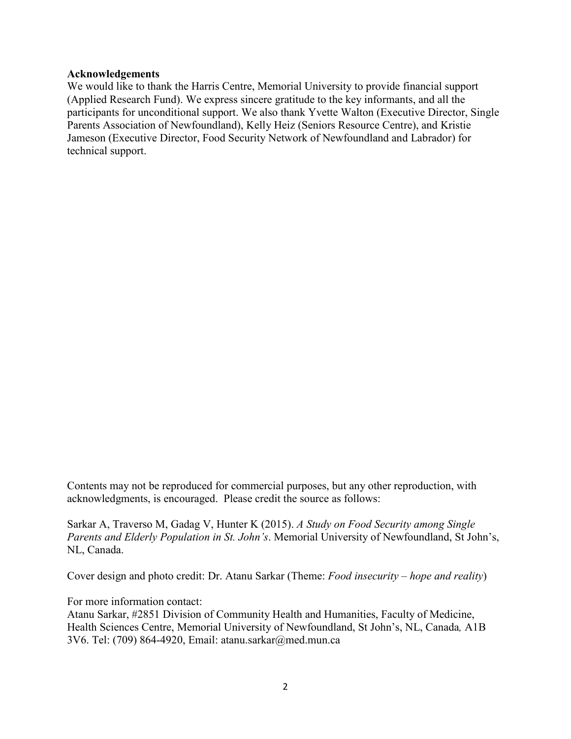**Acknowledgements**

We would like to thank the Harris Centre, Memorial University to provide financial support (Applied Research Fund). We express sincere gratitude to the key informants, and all the participants for unconditional support. We also thank Yvette Walton (Executive Director, Single Parents Association of Newfoundland), Kelly Heiz (Seniors Resource Centre), and Kristie Jameson (Executive Director, Food Security Network of Newfoundland and Labrador) for technical support.

Contents may not be reproduced for commercial purposes, but any other reproduction, with acknowledgments, is encouraged. Please credit the source as follows:

Sarkar A, Traverso M, Gadag V, Hunter K (2015). *A Study on Food Security among Single Parents and Elderly Population in St. John's*. Memorial University of Newfoundland, St John's, NL, Canada.

Cover design and photo credit: Dr. Atanu Sarkar (Theme: *Food insecurity – hope and reality*)

For more information contact:
Atanu Sarkar, #2851 Division of Community Health and Humanities, Faculty of Medicine, Health Sciences Centre, Memorial University of Newfoundland, St John's, NL, Canada*,* A1B 3V6. Tel: (709) 864-4920, Email: atanu.sarkar@med.mun.ca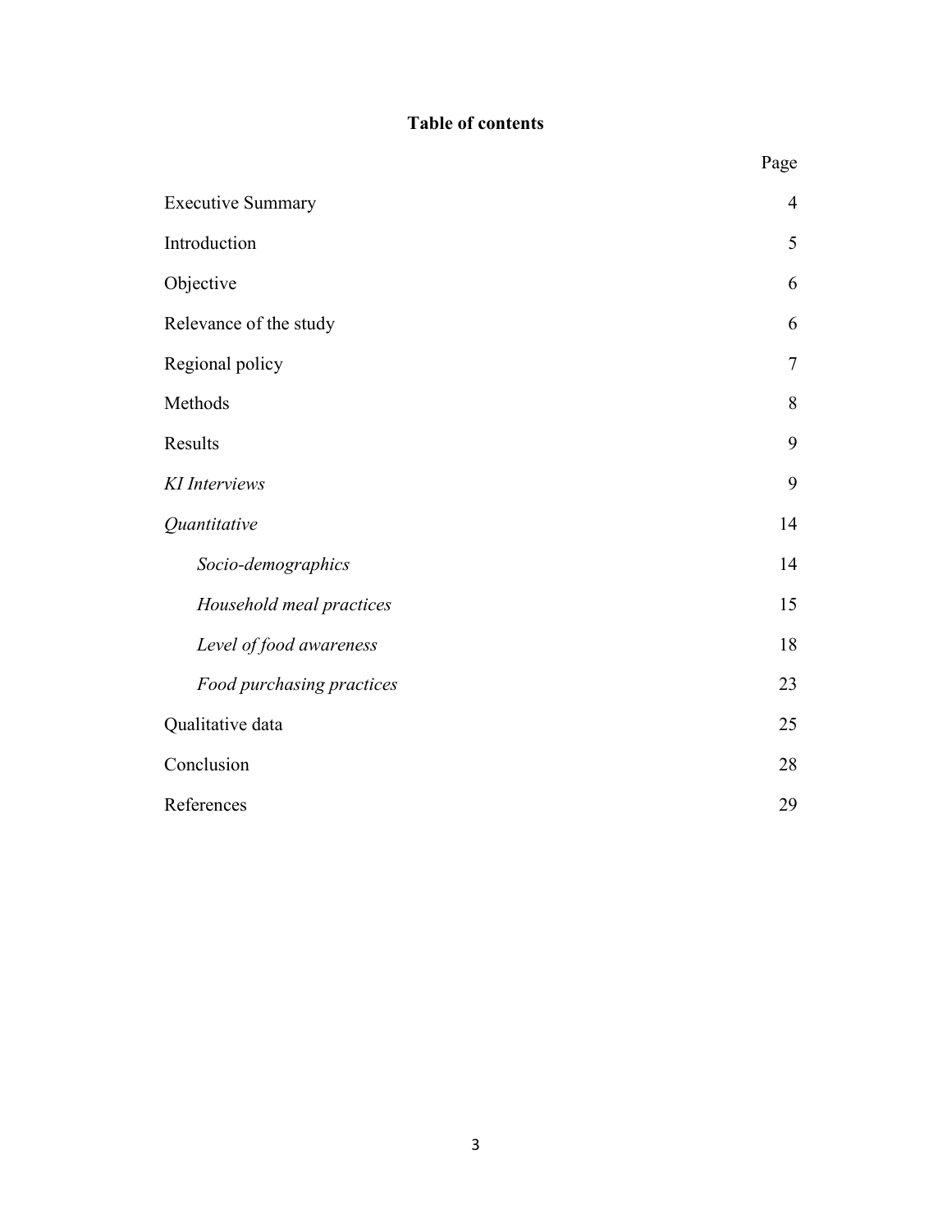# Table of contents

| | Page |
|---|---|
| Executive Summary | 4 |
| Introduction | 5 |
| Objective | 6 |
| Relevance of the study | 6 |
| Regional policy | 7 |
| Methods | 8 |
| Results | 9 |
| *KI Interviews* | 9 |
| *Quantitative* | 14 |
| *Socio-demographics* | 14 |
| *Household meal practices* | 15 |
| *Level of food awareness* | 18 |
| *Food purchasing practices* | 23 |
| Qualitative data | 25 |
| Conclusion | 28 |
| References | 29 |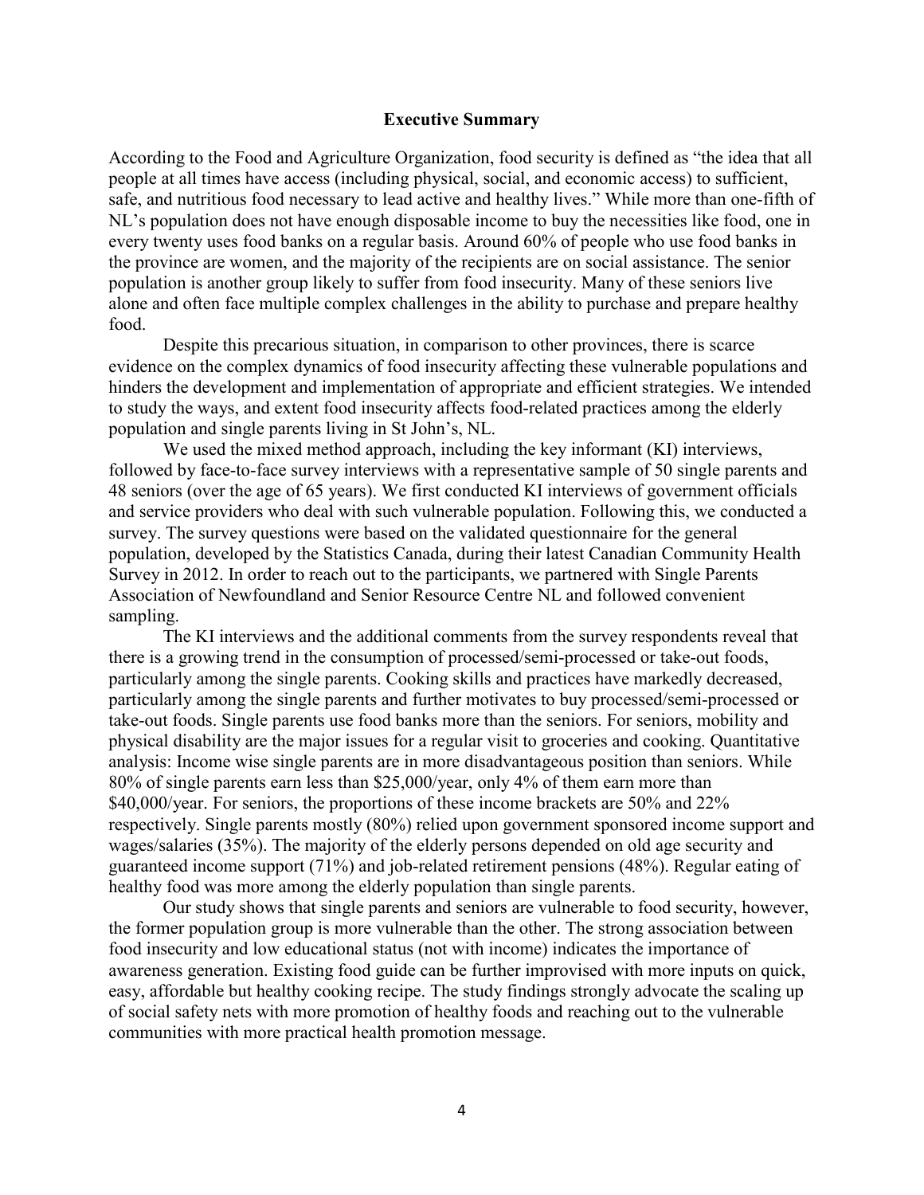## Executive Summary

According to the Food and Agriculture Organization, food security is defined as "the idea that all people at all times have access (including physical, social, and economic access) to sufficient, safe, and nutritious food necessary to lead active and healthy lives." While more than one-fifth of NL's population does not have enough disposable income to buy the necessities like food, one in every twenty uses food banks on a regular basis. Around 60% of people who use food banks in the province are women, and the majority of the recipients are on social assistance. The senior population is another group likely to suffer from food insecurity. Many of these seniors live alone and often face multiple complex challenges in the ability to purchase and prepare healthy food.

Despite this precarious situation, in comparison to other provinces, there is scarce evidence on the complex dynamics of food insecurity affecting these vulnerable populations and hinders the development and implementation of appropriate and efficient strategies. We intended to study the ways, and extent food insecurity affects food-related practices among the elderly population and single parents living in St John's, NL.

We used the mixed method approach, including the key informant (KI) interviews, followed by face-to-face survey interviews with a representative sample of 50 single parents and 48 seniors (over the age of 65 years). We first conducted KI interviews of government officials and service providers who deal with such vulnerable population. Following this, we conducted a survey. The survey questions were based on the validated questionnaire for the general population, developed by the Statistics Canada, during their latest Canadian Community Health Survey in 2012. In order to reach out to the participants, we partnered with Single Parents Association of Newfoundland and Senior Resource Centre NL and followed convenient sampling.

The KI interviews and the additional comments from the survey respondents reveal that there is a growing trend in the consumption of processed/semi-processed or take-out foods, particularly among the single parents. Cooking skills and practices have markedly decreased, particularly among the single parents and further motivates to buy processed/semi-processed or take-out foods. Single parents use food banks more than the seniors. For seniors, mobility and physical disability are the major issues for a regular visit to groceries and cooking. Quantitative analysis: Income wise single parents are in more disadvantageous position than seniors. While 80% of single parents earn less than $25,000/year, only 4% of them earn more than $40,000/year. For seniors, the proportions of these income brackets are 50% and 22% respectively. Single parents mostly (80%) relied upon government sponsored income support and wages/salaries (35%). The majority of the elderly persons depended on old age security and guaranteed income support (71%) and job-related retirement pensions (48%). Regular eating of healthy food was more among the elderly population than single parents.

Our study shows that single parents and seniors are vulnerable to food security, however, the former population group is more vulnerable than the other. The strong association between food insecurity and low educational status (not with income) indicates the importance of awareness generation. Existing food guide can be further improvised with more inputs on quick, easy, affordable but healthy cooking recipe. The study findings strongly advocate the scaling up of social safety nets with more promotion of healthy foods and reaching out to the vulnerable communities with more practical health promotion message.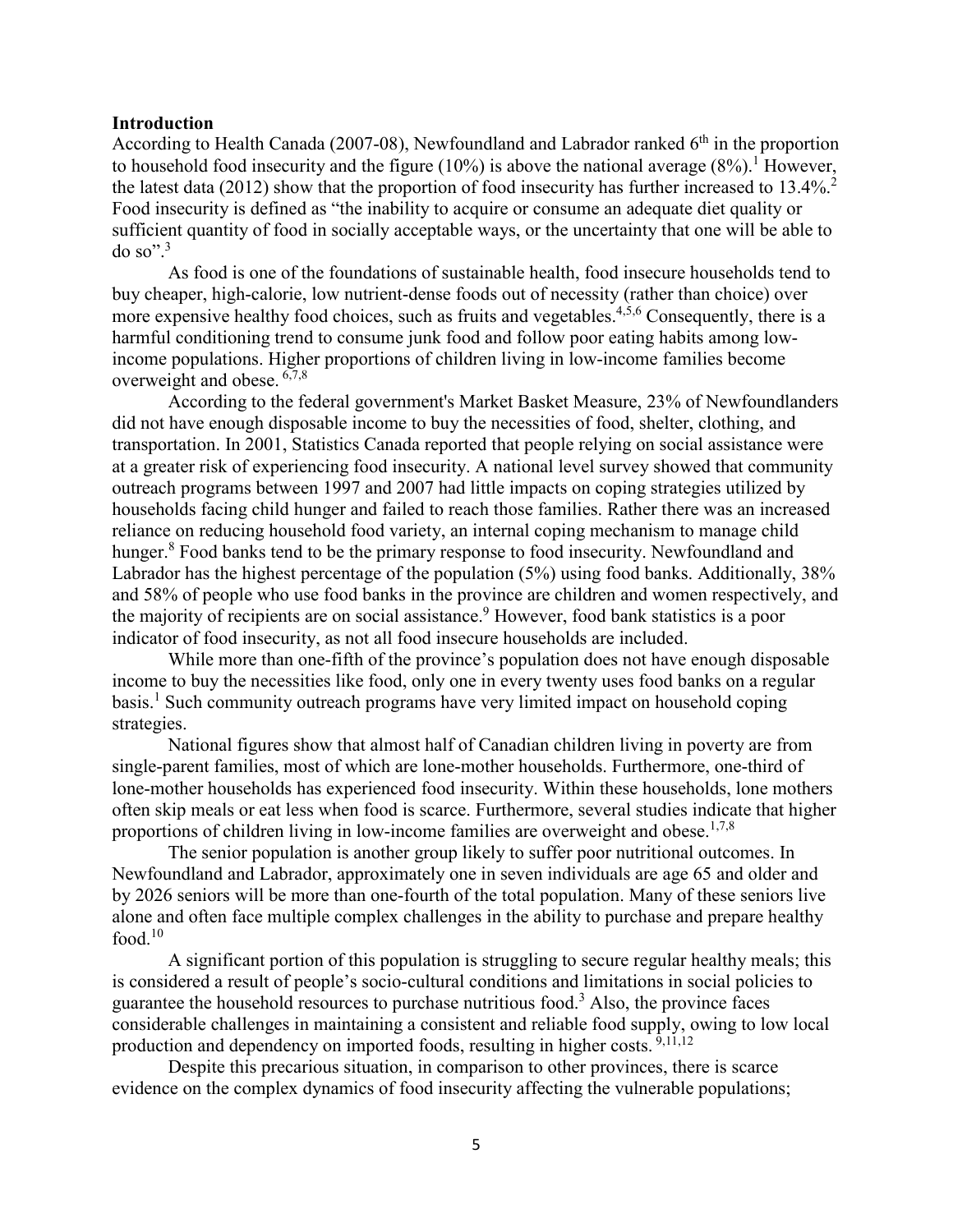## Introduction

According to Health Canada (2007-08), Newfoundland and Labrador ranked 6th in the proportion to household food insecurity and the figure (10%) is above the national average (8%).[1] However, the latest data (2012) show that the proportion of food insecurity has further increased to 13.4%.[2] Food insecurity is defined as "the inability to acquire or consume an adequate diet quality or sufficient quantity of food in socially acceptable ways, or the uncertainty that one will be able to do so".[3]

As food is one of the foundations of sustainable health, food insecure households tend to buy cheaper, high-calorie, low nutrient-dense foods out of necessity (rather than choice) over more expensive healthy food choices, such as fruits and vegetables.[4,5,6] Consequently, there is a harmful conditioning trend to consume junk food and follow poor eating habits among low-income populations. Higher proportions of children living in low-income families become overweight and obese.[6,7,8]

According to the federal government's Market Basket Measure, 23% of Newfoundlanders did not have enough disposable income to buy the necessities of food, shelter, clothing, and transportation. In 2001, Statistics Canada reported that people relying on social assistance were at a greater risk of experiencing food insecurity. A national level survey showed that community outreach programs between 1997 and 2007 had little impacts on coping strategies utilized by households facing child hunger and failed to reach those families. Rather there was an increased reliance on reducing household food variety, an internal coping mechanism to manage child hunger.[8] Food banks tend to be the primary response to food insecurity. Newfoundland and Labrador has the highest percentage of the population (5%) using food banks. Additionally, 38% and 58% of people who use food banks in the province are children and women respectively, and the majority of recipients are on social assistance.[9] However, food bank statistics is a poor indicator of food insecurity, as not all food insecure households are included.

While more than one-fifth of the province's population does not have enough disposable income to buy the necessities like food, only one in every twenty uses food banks on a regular basis.[1] Such community outreach programs have very limited impact on household coping strategies.

National figures show that almost half of Canadian children living in poverty are from single-parent families, most of which are lone-mother households. Furthermore, one-third of lone-mother households has experienced food insecurity. Within these households, lone mothers often skip meals or eat less when food is scarce. Furthermore, several studies indicate that higher proportions of children living in low-income families are overweight and obese.[1,7,8]

The senior population is another group likely to suffer poor nutritional outcomes. In Newfoundland and Labrador, approximately one in seven individuals are age 65 and older and by 2026 seniors will be more than one-fourth of the total population. Many of these seniors live alone and often face multiple complex challenges in the ability to purchase and prepare healthy food.[10]

A significant portion of this population is struggling to secure regular healthy meals; this is considered a result of people's socio-cultural conditions and limitations in social policies to guarantee the household resources to purchase nutritious food.[3] Also, the province faces considerable challenges in maintaining a consistent and reliable food supply, owing to low local production and dependency on imported foods, resulting in higher costs.[9,11,12]

Despite this precarious situation, in comparison to other provinces, there is scarce evidence on the complex dynamics of food insecurity affecting the vulnerable populations;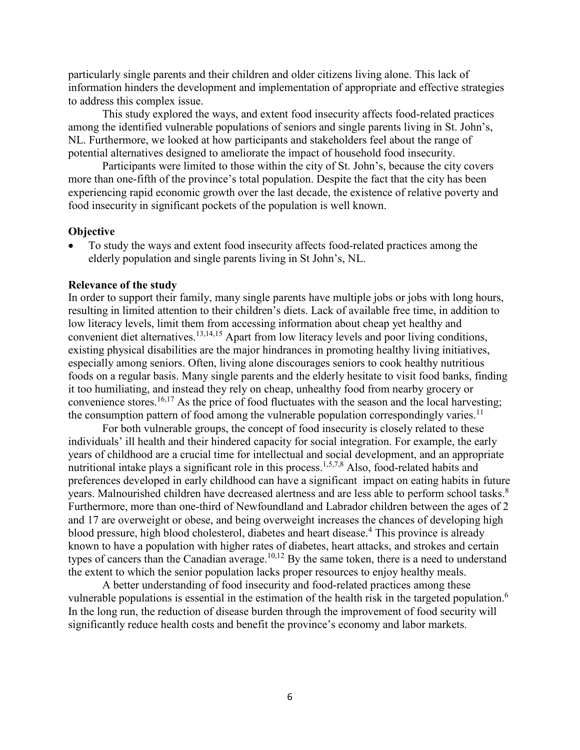particularly single parents and their children and older citizens living alone. This lack of information hinders the development and implementation of appropriate and effective strategies to address this complex issue.

This study explored the ways, and extent food insecurity affects food-related practices among the identified vulnerable populations of seniors and single parents living in St. John's, NL. Furthermore, we looked at how participants and stakeholders feel about the range of potential alternatives designed to ameliorate the impact of household food insecurity.

Participants were limited to those within the city of St. John's, because the city covers more than one-fifth of the province's total population. Despite the fact that the city has been experiencing rapid economic growth over the last decade, the existence of relative poverty and food insecurity in significant pockets of the population is well known.

**Objective**

- To study the ways and extent food insecurity affects food-related practices among the elderly population and single parents living in St John's, NL.

**Relevance of the study**

In order to support their family, many single parents have multiple jobs or jobs with long hours, resulting in limited attention to their children's diets. Lack of available free time, in addition to low literacy levels, limit them from accessing information about cheap yet healthy and convenient diet alternatives.[13,14,15] Apart from low literacy levels and poor living conditions, existing physical disabilities are the major hindrances in promoting healthy living initiatives, especially among seniors. Often, living alone discourages seniors to cook healthy nutritious foods on a regular basis. Many single parents and the elderly hesitate to visit food banks, finding it too humiliating, and instead they rely on cheap, unhealthy food from nearby grocery or convenience stores.[16,17] As the price of food fluctuates with the season and the local harvesting; the consumption pattern of food among the vulnerable population correspondingly varies.[11]

For both vulnerable groups, the concept of food insecurity is closely related to these individuals' ill health and their hindered capacity for social integration. For example, the early years of childhood are a crucial time for intellectual and social development, and an appropriate nutritional intake plays a significant role in this process.[1,5,7,8] Also, food-related habits and preferences developed in early childhood can have a significant impact on eating habits in future years. Malnourished children have decreased alertness and are less able to perform school tasks.[8] Furthermore, more than one-third of Newfoundland and Labrador children between the ages of 2 and 17 are overweight or obese, and being overweight increases the chances of developing high blood pressure, high blood cholesterol, diabetes and heart disease.[4] This province is already known to have a population with higher rates of diabetes, heart attacks, and strokes and certain types of cancers than the Canadian average.[10,12] By the same token, there is a need to understand the extent to which the senior population lacks proper resources to enjoy healthy meals.

A better understanding of food insecurity and food-related practices among these vulnerable populations is essential in the estimation of the health risk in the targeted population.[6] In the long run, the reduction of disease burden through the improvement of food security will significantly reduce health costs and benefit the province's economy and labor markets.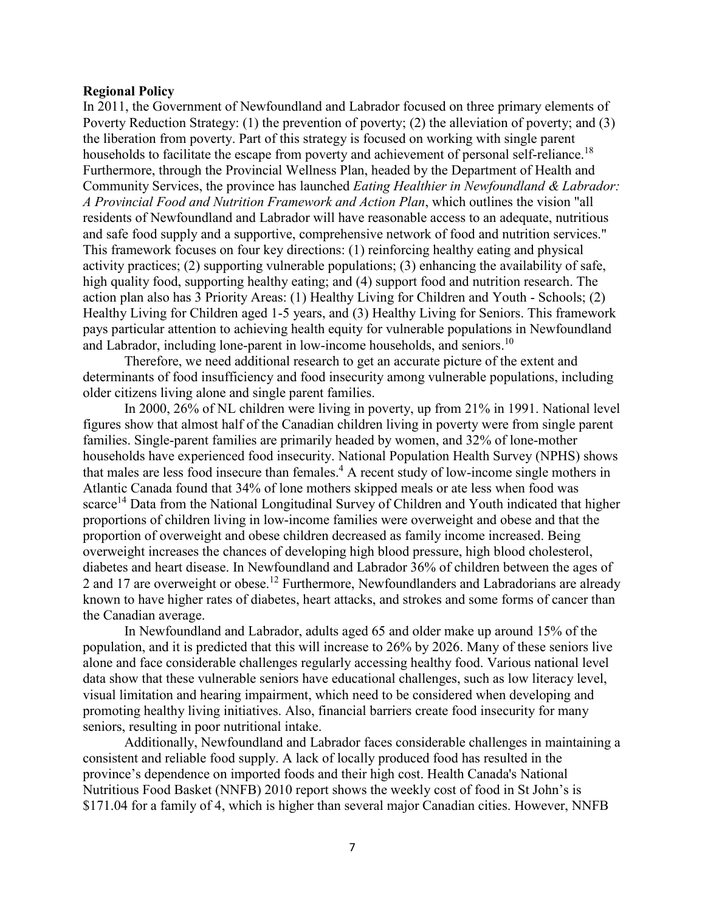**Regional Policy**

In 2011, the Government of Newfoundland and Labrador focused on three primary elements of Poverty Reduction Strategy: (1) the prevention of poverty; (2) the alleviation of poverty; and (3) the liberation from poverty. Part of this strategy is focused on working with single parent households to facilitate the escape from poverty and achievement of personal self-reliance.[18] Furthermore, through the Provincial Wellness Plan, headed by the Department of Health and Community Services, the province has launched *Eating Healthier in Newfoundland & Labrador: A Provincial Food and Nutrition Framework and Action Plan*, which outlines the vision "all residents of Newfoundland and Labrador will have reasonable access to an adequate, nutritious and safe food supply and a supportive, comprehensive network of food and nutrition services." This framework focuses on four key directions: (1) reinforcing healthy eating and physical activity practices; (2) supporting vulnerable populations; (3) enhancing the availability of safe, high quality food, supporting healthy eating; and (4) support food and nutrition research. The action plan also has 3 Priority Areas: (1) Healthy Living for Children and Youth - Schools; (2) Healthy Living for Children aged 1-5 years, and (3) Healthy Living for Seniors. This framework pays particular attention to achieving health equity for vulnerable populations in Newfoundland and Labrador, including lone-parent in low-income households, and seniors.[10]

Therefore, we need additional research to get an accurate picture of the extent and determinants of food insufficiency and food insecurity among vulnerable populations, including older citizens living alone and single parent families.

In 2000, 26% of NL children were living in poverty, up from 21% in 1991. National level figures show that almost half of the Canadian children living in poverty were from single parent families. Single-parent families are primarily headed by women, and 32% of lone-mother households have experienced food insecurity. National Population Health Survey (NPHS) shows that males are less food insecure than females.[4] A recent study of low-income single mothers in Atlantic Canada found that 34% of lone mothers skipped meals or ate less when food was scarce[14] Data from the National Longitudinal Survey of Children and Youth indicated that higher proportions of children living in low-income families were overweight and obese and that the proportion of overweight and obese children decreased as family income increased. Being overweight increases the chances of developing high blood pressure, high blood cholesterol, diabetes and heart disease. In Newfoundland and Labrador 36% of children between the ages of 2 and 17 are overweight or obese.[12] Furthermore, Newfoundlanders and Labradorians are already known to have higher rates of diabetes, heart attacks, and strokes and some forms of cancer than the Canadian average.

In Newfoundland and Labrador, adults aged 65 and older make up around 15% of the population, and it is predicted that this will increase to 26% by 2026. Many of these seniors live alone and face considerable challenges regularly accessing healthy food. Various national level data show that these vulnerable seniors have educational challenges, such as low literacy level, visual limitation and hearing impairment, which need to be considered when developing and promoting healthy living initiatives. Also, financial barriers create food insecurity for many seniors, resulting in poor nutritional intake.

Additionally, Newfoundland and Labrador faces considerable challenges in maintaining a consistent and reliable food supply. A lack of locally produced food has resulted in the province's dependence on imported foods and their high cost. Health Canada's National Nutritious Food Basket (NNFB) 2010 report shows the weekly cost of food in St John's is $171.04 for a family of 4, which is higher than several major Canadian cities. However, NNFB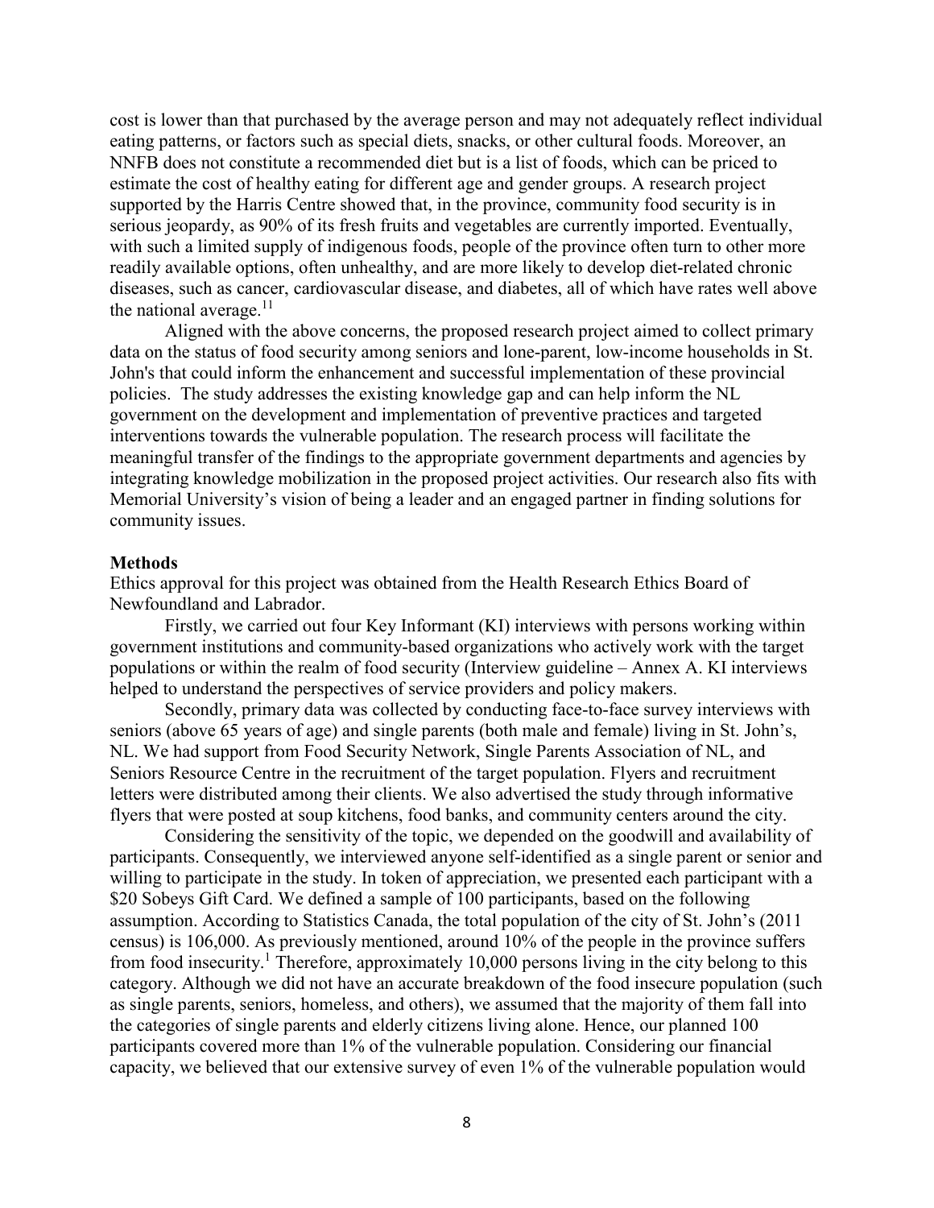cost is lower than that purchased by the average person and may not adequately reflect individual eating patterns, or factors such as special diets, snacks, or other cultural foods. Moreover, an NNFB does not constitute a recommended diet but is a list of foods, which can be priced to estimate the cost of healthy eating for different age and gender groups. A research project supported by the Harris Centre showed that, in the province, community food security is in serious jeopardy, as 90% of its fresh fruits and vegetables are currently imported. Eventually, with such a limited supply of indigenous foods, people of the province often turn to other more readily available options, often unhealthy, and are more likely to develop diet-related chronic diseases, such as cancer, cardiovascular disease, and diabetes, all of which have rates well above the national average.[11]

Aligned with the above concerns, the proposed research project aimed to collect primary data on the status of food security among seniors and lone-parent, low-income households in St. John's that could inform the enhancement and successful implementation of these provincial policies. The study addresses the existing knowledge gap and can help inform the NL government on the development and implementation of preventive practices and targeted interventions towards the vulnerable population. The research process will facilitate the meaningful transfer of the findings to the appropriate government departments and agencies by integrating knowledge mobilization in the proposed project activities. Our research also fits with Memorial University's vision of being a leader and an engaged partner in finding solutions for community issues.

## Methods

Ethics approval for this project was obtained from the Health Research Ethics Board of Newfoundland and Labrador.

Firstly, we carried out four Key Informant (KI) interviews with persons working within government institutions and community-based organizations who actively work with the target populations or within the realm of food security (Interview guideline – Annex A. KI interviews helped to understand the perspectives of service providers and policy makers.

Secondly, primary data was collected by conducting face-to-face survey interviews with seniors (above 65 years of age) and single parents (both male and female) living in St. John's, NL. We had support from Food Security Network, Single Parents Association of NL, and Seniors Resource Centre in the recruitment of the target population. Flyers and recruitment letters were distributed among their clients. We also advertised the study through informative flyers that were posted at soup kitchens, food banks, and community centers around the city.

Considering the sensitivity of the topic, we depended on the goodwill and availability of participants. Consequently, we interviewed anyone self-identified as a single parent or senior and willing to participate in the study. In token of appreciation, we presented each participant with a $20 Sobeys Gift Card. We defined a sample of 100 participants, based on the following assumption. According to Statistics Canada, the total population of the city of St. John's (2011 census) is 106,000. As previously mentioned, around 10% of the people in the province suffers from food insecurity.[1] Therefore, approximately 10,000 persons living in the city belong to this category. Although we did not have an accurate breakdown of the food insecure population (such as single parents, seniors, homeless, and others), we assumed that the majority of them fall into the categories of single parents and elderly citizens living alone. Hence, our planned 100 participants covered more than 1% of the vulnerable population. Considering our financial capacity, we believed that our extensive survey of even 1% of the vulnerable population would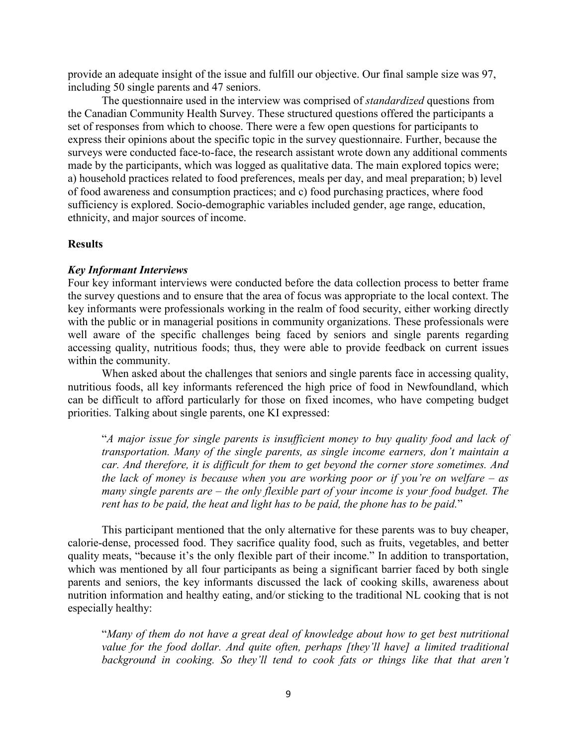provide an adequate insight of the issue and fulfill our objective. Our final sample size was 97, including 50 single parents and 47 seniors.

The questionnaire used in the interview was comprised of *standardized* questions from the Canadian Community Health Survey. These structured questions offered the participants a set of responses from which to choose. There were a few open questions for participants to express their opinions about the specific topic in the survey questionnaire. Further, because the surveys were conducted face-to-face, the research assistant wrote down any additional comments made by the participants, which was logged as qualitative data. The main explored topics were; a) household practices related to food preferences, meals per day, and meal preparation; b) level of food awareness and consumption practices; and c) food purchasing practices, where food sufficiency is explored. Socio-demographic variables included gender, age range, education, ethnicity, and major sources of income.

## Results

### *Key Informant Interviews*

Four key informant interviews were conducted before the data collection process to better frame the survey questions and to ensure that the area of focus was appropriate to the local context. The key informants were professionals working in the realm of food security, either working directly with the public or in managerial positions in community organizations. These professionals were well aware of the specific challenges being faced by seniors and single parents regarding accessing quality, nutritious foods; thus, they were able to provide feedback on current issues within the community.

When asked about the challenges that seniors and single parents face in accessing quality, nutritious foods, all key informants referenced the high price of food in Newfoundland, which can be difficult to afford particularly for those on fixed incomes, who have competing budget priorities. Talking about single parents, one KI expressed:

> "*A major issue for single parents is insufficient money to buy quality food and lack of transportation. Many of the single parents, as single income earners, don't maintain a car. And therefore, it is difficult for them to get beyond the corner store sometimes. And the lack of money is because when you are working poor or if you're on welfare – as many single parents are – the only flexible part of your income is your food budget. The rent has to be paid, the heat and light has to be paid, the phone has to be paid.*"

This participant mentioned that the only alternative for these parents was to buy cheaper, calorie-dense, processed food. They sacrifice quality food, such as fruits, vegetables, and better quality meats, "because it's the only flexible part of their income." In addition to transportation, which was mentioned by all four participants as being a significant barrier faced by both single parents and seniors, the key informants discussed the lack of cooking skills, awareness about nutrition information and healthy eating, and/or sticking to the traditional NL cooking that is not especially healthy:

> "*Many of them do not have a great deal of knowledge about how to get best nutritional value for the food dollar. And quite often, perhaps [they'll have] a limited traditional background in cooking. So they'll tend to cook fats or things like that that aren't*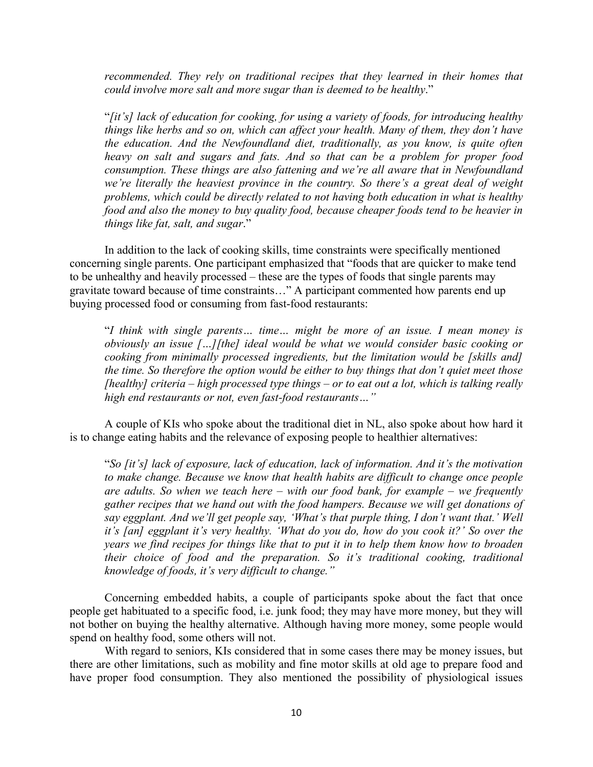*recommended. They rely on traditional recipes that they learned in their homes that could involve more salt and more sugar than is deemed to be healthy*."

"*[it's] lack of education for cooking, for using a variety of foods, for introducing healthy things like herbs and so on, which can affect your health. Many of them, they don't have the education. And the Newfoundland diet, traditionally, as you know, is quite often heavy on salt and sugars and fats. And so that can be a problem for proper food consumption. These things are also fattening and we're all aware that in Newfoundland we're literally the heaviest province in the country. So there's a great deal of weight problems, which could be directly related to not having both education in what is healthy food and also the money to buy quality food, because cheaper foods tend to be heavier in things like fat, salt, and sugar*."

In addition to the lack of cooking skills, time constraints were specifically mentioned concerning single parents. One participant emphasized that "foods that are quicker to make tend to be unhealthy and heavily processed – these are the types of foods that single parents may gravitate toward because of time constraints…" A participant commented how parents end up buying processed food or consuming from fast-food restaurants:

"*I think with single parents… time… might be more of an issue. I mean money is obviously an issue […][the] ideal would be what we would consider basic cooking or cooking from minimally processed ingredients, but the limitation would be [skills and] the time. So therefore the option would be either to buy things that don't quiet meet those [healthy] criteria – high processed type things – or to eat out a lot, which is talking really high end restaurants or not, even fast-food restaurants…"*

A couple of KIs who spoke about the traditional diet in NL, also spoke about how hard it is to change eating habits and the relevance of exposing people to healthier alternatives:

"*So [it's] lack of exposure, lack of education, lack of information. And it's the motivation to make change. Because we know that health habits are difficult to change once people are adults. So when we teach here – with our food bank, for example – we frequently gather recipes that we hand out with the food hampers. Because we will get donations of say eggplant. And we'll get people say, 'What's that purple thing, I don't want that.' Well it's [an] eggplant it's very healthy. 'What do you do, how do you cook it?' So over the years we find recipes for things like that to put it in to help them know how to broaden their choice of food and the preparation. So it's traditional cooking, traditional knowledge of foods, it's very difficult to change."*

Concerning embedded habits, a couple of participants spoke about the fact that once people get habituated to a specific food, i.e. junk food; they may have more money, but they will not bother on buying the healthy alternative. Although having more money, some people would spend on healthy food, some others will not.

With regard to seniors, KIs considered that in some cases there may be money issues, but there are other limitations, such as mobility and fine motor skills at old age to prepare food and have proper food consumption. They also mentioned the possibility of physiological issues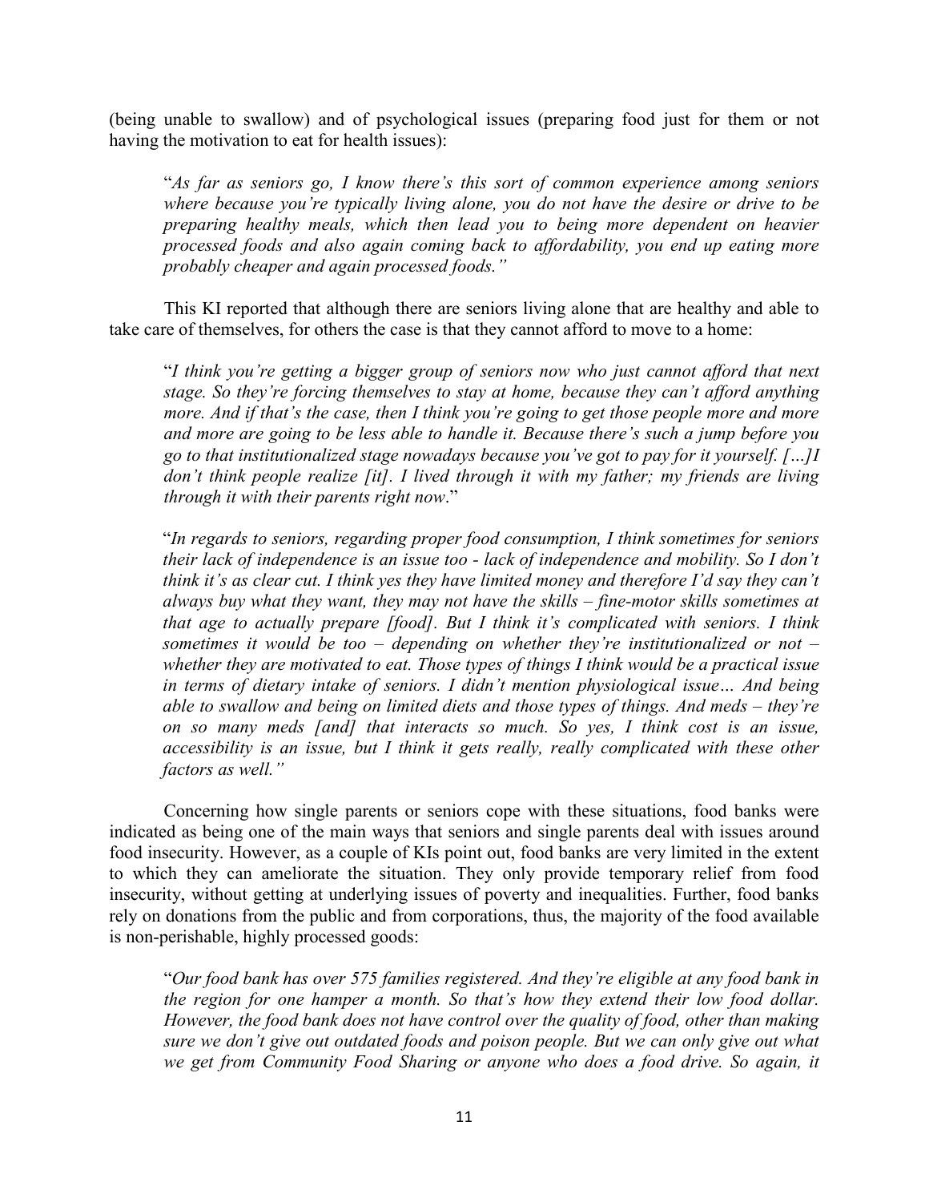(being unable to swallow) and of psychological issues (preparing food just for them or not having the motivation to eat for health issues):

> "*As far as seniors go, I know there's this sort of common experience among seniors where because you're typically living alone, you do not have the desire or drive to be preparing healthy meals, which then lead you to being more dependent on heavier processed foods and also again coming back to affordability, you end up eating more probably cheaper and again processed foods."*

This KI reported that although there are seniors living alone that are healthy and able to take care of themselves, for others the case is that they cannot afford to move to a home:

> "*I think you're getting a bigger group of seniors now who just cannot afford that next stage. So they're forcing themselves to stay at home, because they can't afford anything more. And if that's the case, then I think you're going to get those people more and more and more are going to be less able to handle it. Because there's such a jump before you go to that institutionalized stage nowadays because you've got to pay for it yourself. […]I don't think people realize [it]. I lived through it with my father; my friends are living through it with their parents right now*."

> "*In regards to seniors, regarding proper food consumption, I think sometimes for seniors their lack of independence is an issue too - lack of independence and mobility. So I don't think it's as clear cut. I think yes they have limited money and therefore I'd say they can't always buy what they want, they may not have the skills – fine-motor skills sometimes at that age to actually prepare [food]. But I think it's complicated with seniors. I think sometimes it would be too – depending on whether they're institutionalized or not – whether they are motivated to eat. Those types of things I think would be a practical issue in terms of dietary intake of seniors. I didn't mention physiological issue… And being able to swallow and being on limited diets and those types of things. And meds – they're on so many meds [and] that interacts so much. So yes, I think cost is an issue, accessibility is an issue, but I think it gets really, really complicated with these other factors as well."*

Concerning how single parents or seniors cope with these situations, food banks were indicated as being one of the main ways that seniors and single parents deal with issues around food insecurity. However, as a couple of KIs point out, food banks are very limited in the extent to which they can ameliorate the situation. They only provide temporary relief from food insecurity, without getting at underlying issues of poverty and inequalities. Further, food banks rely on donations from the public and from corporations, thus, the majority of the food available is non-perishable, highly processed goods:

> "*Our food bank has over 575 families registered. And they're eligible at any food bank in the region for one hamper a month. So that's how they extend their low food dollar. However, the food bank does not have control over the quality of food, other than making sure we don't give out outdated foods and poison people. But we can only give out what we get from Community Food Sharing or anyone who does a food drive. So again, it*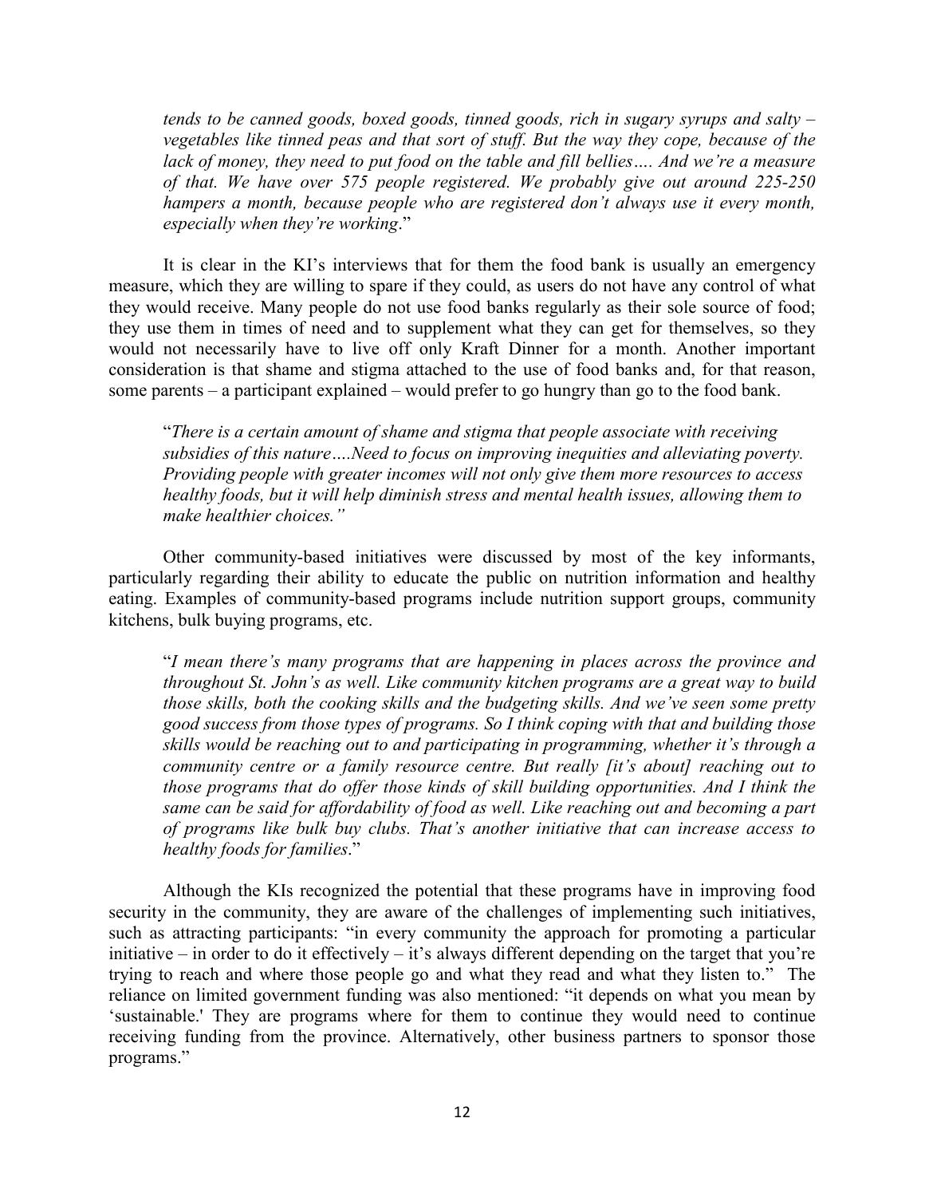*tends to be canned goods, boxed goods, tinned goods, rich in sugary syrups and salty – vegetables like tinned peas and that sort of stuff. But the way they cope, because of the lack of money, they need to put food on the table and fill bellies…. And we're a measure of that. We have over 575 people registered. We probably give out around 225-250 hampers a month, because people who are registered don't always use it every month, especially when they're working*."

It is clear in the KI's interviews that for them the food bank is usually an emergency measure, which they are willing to spare if they could, as users do not have any control of what they would receive. Many people do not use food banks regularly as their sole source of food; they use them in times of need and to supplement what they can get for themselves, so they would not necessarily have to live off only Kraft Dinner for a month. Another important consideration is that shame and stigma attached to the use of food banks and, for that reason, some parents – a participant explained – would prefer to go hungry than go to the food bank.

"*There is a certain amount of shame and stigma that people associate with receiving subsidies of this nature….Need to focus on improving inequities and alleviating poverty. Providing people with greater incomes will not only give them more resources to access healthy foods, but it will help diminish stress and mental health issues, allowing them to make healthier choices."*

Other community-based initiatives were discussed by most of the key informants, particularly regarding their ability to educate the public on nutrition information and healthy eating. Examples of community-based programs include nutrition support groups, community kitchens, bulk buying programs, etc.

"*I mean there's many programs that are happening in places across the province and throughout St. John's as well. Like community kitchen programs are a great way to build those skills, both the cooking skills and the budgeting skills. And we've seen some pretty good success from those types of programs. So I think coping with that and building those skills would be reaching out to and participating in programming, whether it's through a community centre or a family resource centre. But really [it's about] reaching out to those programs that do offer those kinds of skill building opportunities. And I think the same can be said for affordability of food as well. Like reaching out and becoming a part of programs like bulk buy clubs. That's another initiative that can increase access to healthy foods for families*."

Although the KIs recognized the potential that these programs have in improving food security in the community, they are aware of the challenges of implementing such initiatives, such as attracting participants: "in every community the approach for promoting a particular initiative – in order to do it effectively – it's always different depending on the target that you're trying to reach and where those people go and what they read and what they listen to." The reliance on limited government funding was also mentioned: "it depends on what you mean by 'sustainable.' They are programs where for them to continue they would need to continue receiving funding from the province. Alternatively, other business partners to sponsor those programs."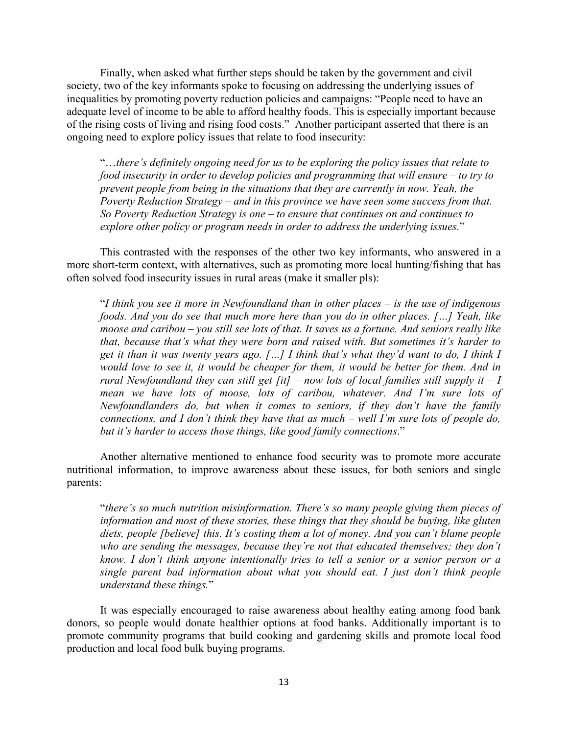Finally, when asked what further steps should be taken by the government and civil society, two of the key informants spoke to focusing on addressing the underlying issues of inequalities by promoting poverty reduction policies and campaigns: "People need to have an adequate level of income to be able to afford healthy foods. This is especially important because of the rising costs of living and rising food costs." Another participant asserted that there is an ongoing need to explore policy issues that relate to food insecurity:

> "*…there's definitely ongoing need for us to be exploring the policy issues that relate to food insecurity in order to develop policies and programming that will ensure – to try to prevent people from being in the situations that they are currently in now. Yeah, the Poverty Reduction Strategy – and in this province we have seen some success from that. So Poverty Reduction Strategy is one – to ensure that continues on and continues to explore other policy or program needs in order to address the underlying issues.*"

This contrasted with the responses of the other two key informants, who answered in a more short-term context, with alternatives, such as promoting more local hunting/fishing that has often solved food insecurity issues in rural areas (make it smaller pls):

> "*I think you see it more in Newfoundland than in other places – is the use of indigenous foods. And you do see that much more here than you do in other places. […] Yeah, like moose and caribou – you still see lots of that. It saves us a fortune. And seniors really like that, because that's what they were born and raised with. But sometimes it's harder to get it than it was twenty years ago. […] I think that's what they'd want to do, I think I would love to see it, it would be cheaper for them, it would be better for them. And in rural Newfoundland they can still get [it] – now lots of local families still supply it – I mean we have lots of moose, lots of caribou, whatever. And I'm sure lots of Newfoundlanders do, but when it comes to seniors, if they don't have the family connections, and I don't think they have that as much – well I'm sure lots of people do, but it's harder to access those things, like good family connections*."

Another alternative mentioned to enhance food security was to promote more accurate nutritional information, to improve awareness about these issues, for both seniors and single parents:

> "*there's so much nutrition misinformation. There's so many people giving them pieces of information and most of these stories, these things that they should be buying, like gluten diets, people [believe] this. It's costing them a lot of money. And you can't blame people who are sending the messages, because they're not that educated themselves; they don't know. I don't think anyone intentionally tries to tell a senior or a senior person or a single parent bad information about what you should eat. I just don't think people understand these things.*"

It was especially encouraged to raise awareness about healthy eating among food bank donors, so people would donate healthier options at food banks. Additionally important is to promote community programs that build cooking and gardening skills and promote local food production and local food bulk buying programs.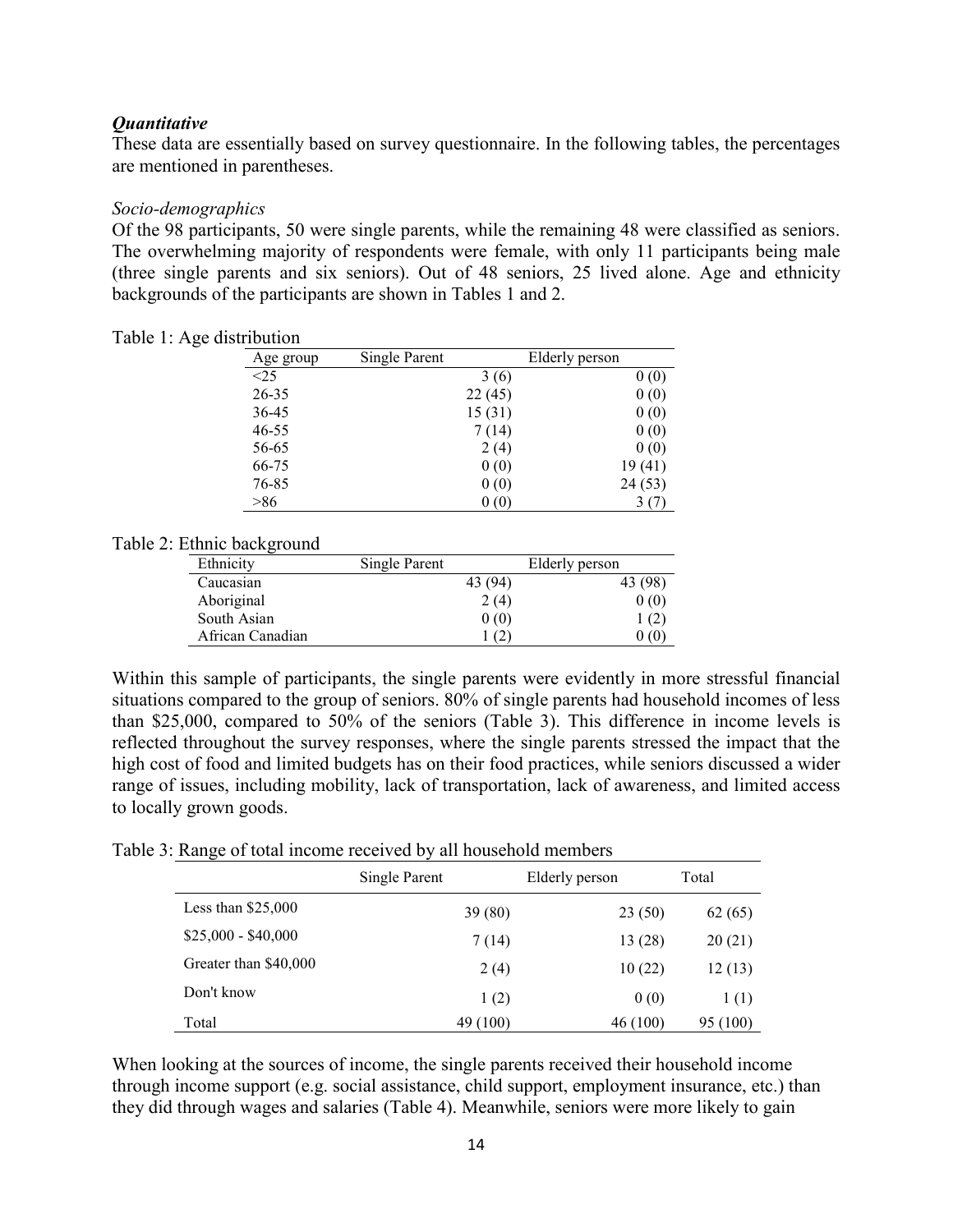***Quantitative***

These data are essentially based on survey questionnaire. In the following tables, the percentages are mentioned in parentheses.

*Socio-demographics*

Of the 98 participants, 50 were single parents, while the remaining 48 were classified as seniors. The overwhelming majority of respondents were female, with only 11 participants being male (three single parents and six seniors). Out of 48 seniors, 25 lived alone. Age and ethnicity backgrounds of the participants are shown in Tables 1 and 2.

Table 1: Age distribution

| Age group | Single Parent | Elderly person |
|---|---|---|
| <25 | 3 (6) | 0 (0) |
| 26-35 | 22 (45) | 0 (0) |
| 36-45 | 15 (31) | 0 (0) |
| 46-55 | 7 (14) | 0 (0) |
| 56-65 | 2 (4) | 0 (0) |
| 66-75 | 0 (0) | 19 (41) |
| 76-85 | 0 (0) | 24 (53) |
| >86 | 0 (0) | 3 (7) |

Table 2: Ethnic background

| Ethnicity | Single Parent | Elderly person |
|---|---|---|
| Caucasian | 43 (94) | 43 (98) |
| Aboriginal | 2 (4) | 0 (0) |
| South Asian | 0 (0) | 1 (2) |
| African Canadian | 1 (2) | 0 (0) |

Within this sample of participants, the single parents were evidently in more stressful financial situations compared to the group of seniors. 80% of single parents had household incomes of less than $25,000, compared to 50% of the seniors (Table 3). This difference in income levels is reflected throughout the survey responses, where the single parents stressed the impact that the high cost of food and limited budgets has on their food practices, while seniors discussed a wider range of issues, including mobility, lack of transportation, lack of awareness, and limited access to locally grown goods.

Table 3: Range of total income received by all household members

| | Single Parent | Elderly person | Total |
|---|---|---|---|
| Less than $25,000 | 39 (80) | 23 (50) | 62 (65) |
| $25,000 - $40,000 | 7 (14) | 13 (28) | 20 (21) |
| Greater than $40,000 | 2 (4) | 10 (22) | 12 (13) |
| Don't know | 1 (2) | 0 (0) | 1 (1) |
| Total | 49 (100) | 46 (100) | 95 (100) |

When looking at the sources of income, the single parents received their household income through income support (e.g. social assistance, child support, employment insurance, etc.) than they did through wages and salaries (Table 4). Meanwhile, seniors were more likely to gain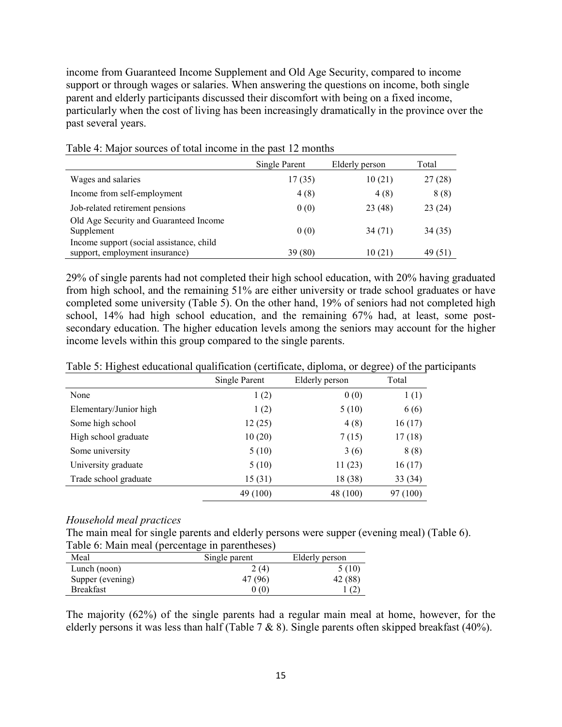income from Guaranteed Income Supplement and Old Age Security, compared to income support or through wages or salaries. When answering the questions on income, both single parent and elderly participants discussed their discomfort with being on a fixed income, particularly when the cost of living has been increasingly dramatically in the province over the past several years.

Table 4: Major sources of total income in the past 12 months

| | Single Parent | Elderly person | Total |
|---|---|---|---|
| Wages and salaries | 17 (35) | 10 (21) | 27 (28) |
| Income from self-employment | 4 (8) | 4 (8) | 8 (8) |
| Job-related retirement pensions | 0 (0) | 23 (48) | 23 (24) |
| Old Age Security and Guaranteed Income Supplement | 0 (0) | 34 (71) | 34 (35) |
| Income support (social assistance, child support, employment insurance) | 39 (80) | 10 (21) | 49 (51) |

29% of single parents had not completed their high school education, with 20% having graduated from high school, and the remaining 51% are either university or trade school graduates or have completed some university (Table 5). On the other hand, 19% of seniors had not completed high school, 14% had high school education, and the remaining 67% had, at least, some post-secondary education. The higher education levels among the seniors may account for the higher income levels within this group compared to the single parents.

Table 5: Highest educational qualification (certificate, diploma, or degree) of the participants

| | Single Parent | Elderly person | Total |
|---|---|---|---|
| None | 1 (2) | 0 (0) | 1 (1) |
| Elementary/Junior high | 1 (2) | 5 (10) | 6 (6) |
| Some high school | 12 (25) | 4 (8) | 16 (17) |
| High school graduate | 10 (20) | 7 (15) | 17 (18) |
| Some university | 5 (10) | 3 (6) | 8 (8) |
| University graduate | 5 (10) | 11 (23) | 16 (17) |
| Trade school graduate | 15 (31) | 18 (38) | 33 (34) |
| | 49 (100) | 48 (100) | 97 (100) |

*Household meal practices*

The main meal for single parents and elderly persons were supper (evening meal) (Table 6).

Table 6: Main meal (percentage in parentheses)

| Meal | Single parent | Elderly person |
|---|---|---|
| Lunch (noon) | 2 (4) | 5 (10) |
| Supper (evening) | 47 (96) | 42 (88) |
| Breakfast | 0 (0) | 1 (2) |

The majority (62%) of the single parents had a regular main meal at home, however, for the elderly persons it was less than half (Table 7 & 8). Single parents often skipped breakfast (40%).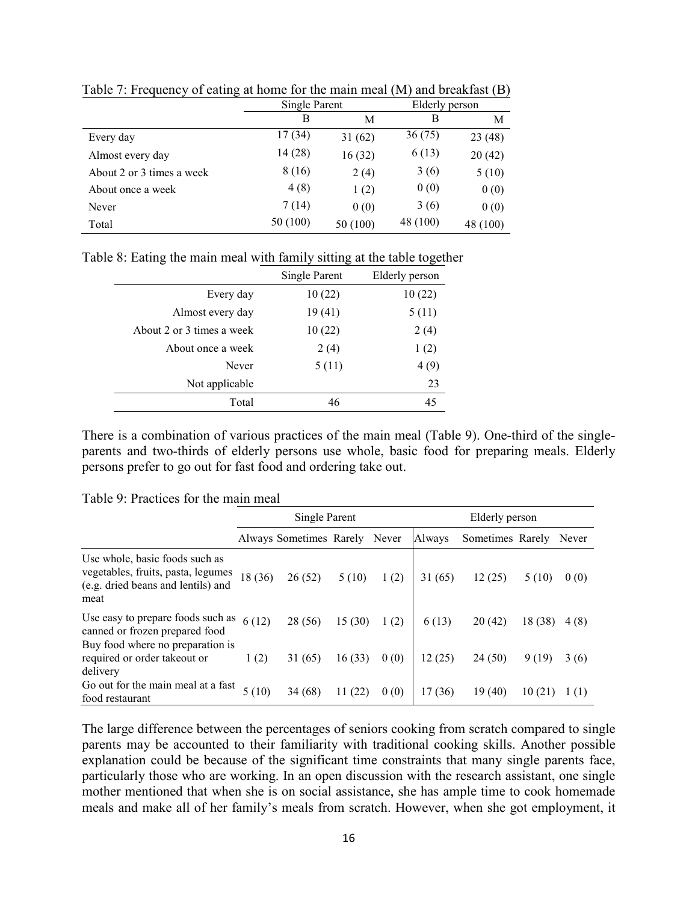Table 7: Frequency of eating at home for the main meal (M) and breakfast (B)

| | Single Parent | | Elderly person | |
|---|---|---|---|---|
| | B | M | B | M |
| Every day | 17 (34) | 31 (62) | 36 (75) | 23 (48) |
| Almost every day | 14 (28) | 16 (32) | 6 (13) | 20 (42) |
| About 2 or 3 times a week | 8 (16) | 2 (4) | 3 (6) | 5 (10) |
| About once a week | 4 (8) | 1 (2) | 0 (0) | 0 (0) |
| Never | 7 (14) | 0 (0) | 3 (6) | 0 (0) |
| Total | 50 (100) | 50 (100) | 48 (100) | 48 (100) |

Table 8: Eating the main meal with family sitting at the table together

| | Single Parent | Elderly person |
|---|---|---|
| Every day | 10 (22) | 10 (22) |
| Almost every day | 19 (41) | 5 (11) |
| About 2 or 3 times a week | 10 (22) | 2 (4) |
| About once a week | 2 (4) | 1 (2) |
| Never | 5 (11) | 4 (9) |
| Not applicable | | 23 |
| Total | 46 | 45 |

There is a combination of various practices of the main meal (Table 9). One-third of the single-parents and two-thirds of elderly persons use whole, basic food for preparing meals. Elderly persons prefer to go out for fast food and ordering take out.

Table 9: Practices for the main meal

| | Single Parent | | | | Elderly person | | | |
|---|---|---|---|---|---|---|---|---|
| | Always | Sometimes | Rarely | Never | Always | Sometimes | Rarely | Never |
| Use whole, basic foods such as vegetables, fruits, pasta, legumes (e.g. dried beans and lentils) and meat | 18 (36) | 26 (52) | 5 (10) | 1 (2) | 31 (65) | 12 (25) | 5 (10) | 0 (0) |
| Use easy to prepare foods such as canned or frozen prepared food | 6 (12) | 28 (56) | 15 (30) | 1 (2) | 6 (13) | 20 (42) | 18 (38) | 4 (8) |
| Buy food where no preparation is required or order takeout or delivery | 1 (2) | 31 (65) | 16 (33) | 0 (0) | 12 (25) | 24 (50) | 9 (19) | 3 (6) |
| Go out for the main meal at a fast food restaurant | 5 (10) | 34 (68) | 11 (22) | 0 (0) | 17 (36) | 19 (40) | 10 (21) | 1 (1) |

The large difference between the percentages of seniors cooking from scratch compared to single parents may be accounted to their familiarity with traditional cooking skills. Another possible explanation could be because of the significant time constraints that many single parents face, particularly those who are working. In an open discussion with the research assistant, one single mother mentioned that when she is on social assistance, she has ample time to cook homemade meals and make all of her family's meals from scratch. However, when she got employment, it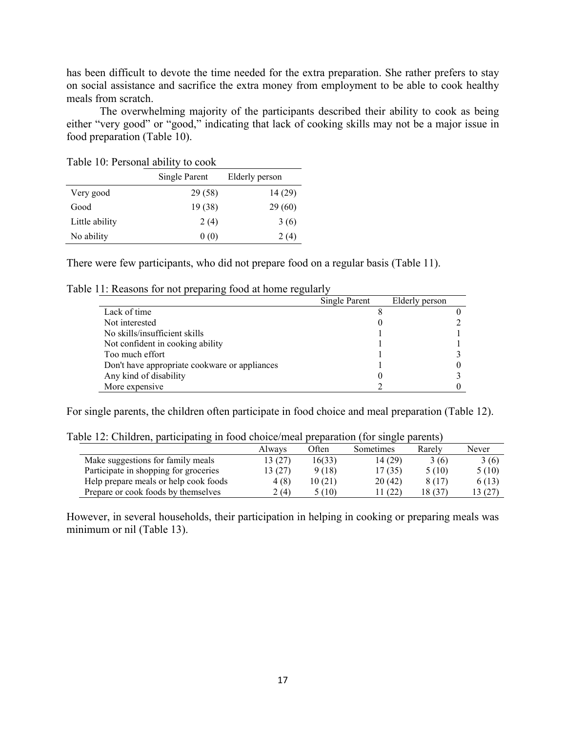has been difficult to devote the time needed for the extra preparation. She rather prefers to stay on social assistance and sacrifice the extra money from employment to be able to cook healthy meals from scratch.

The overwhelming majority of the participants described their ability to cook as being either "very good" or "good," indicating that lack of cooking skills may not be a major issue in food preparation (Table 10).

Table 10: Personal ability to cook

| | Single Parent | Elderly person |
|---|---|---|
| Very good | 29 (58) | 14 (29) |
| Good | 19 (38) | 29 (60) |
| Little ability | 2 (4) | 3 (6) |
| No ability | 0 (0) | 2 (4) |

There were few participants, who did not prepare food on a regular basis (Table 11).

Table 11: Reasons for not preparing food at home regularly

| | Single Parent | Elderly person |
|---|---|---|
| Lack of time | 8 | 0 |
| Not interested | 0 | 2 |
| No skills/insufficient skills | 1 | 1 |
| Not confident in cooking ability | 1 | 1 |
| Too much effort | 1 | 3 |
| Don't have appropriate cookware or appliances | 1 | 0 |
| Any kind of disability | 0 | 3 |
| More expensive | 2 | 0 |

For single parents, the children often participate in food choice and meal preparation (Table 12).

Table 12: Children, participating in food choice/meal preparation (for single parents)

| | Always | Often | Sometimes | Rarely | Never |
|---|---|---|---|---|---|
| Make suggestions for family meals | 13 (27) | 16(33) | 14 (29) | 3 (6) | 3 (6) |
| Participate in shopping for groceries | 13 (27) | 9 (18) | 17 (35) | 5 (10) | 5 (10) |
| Help prepare meals or help cook foods | 4 (8) | 10 (21) | 20 (42) | 8 (17) | 6 (13) |
| Prepare or cook foods by themselves | 2 (4) | 5 (10) | 11 (22) | 18 (37) | 13 (27) |

However, in several households, their participation in helping in cooking or preparing meals was minimum or nil (Table 13).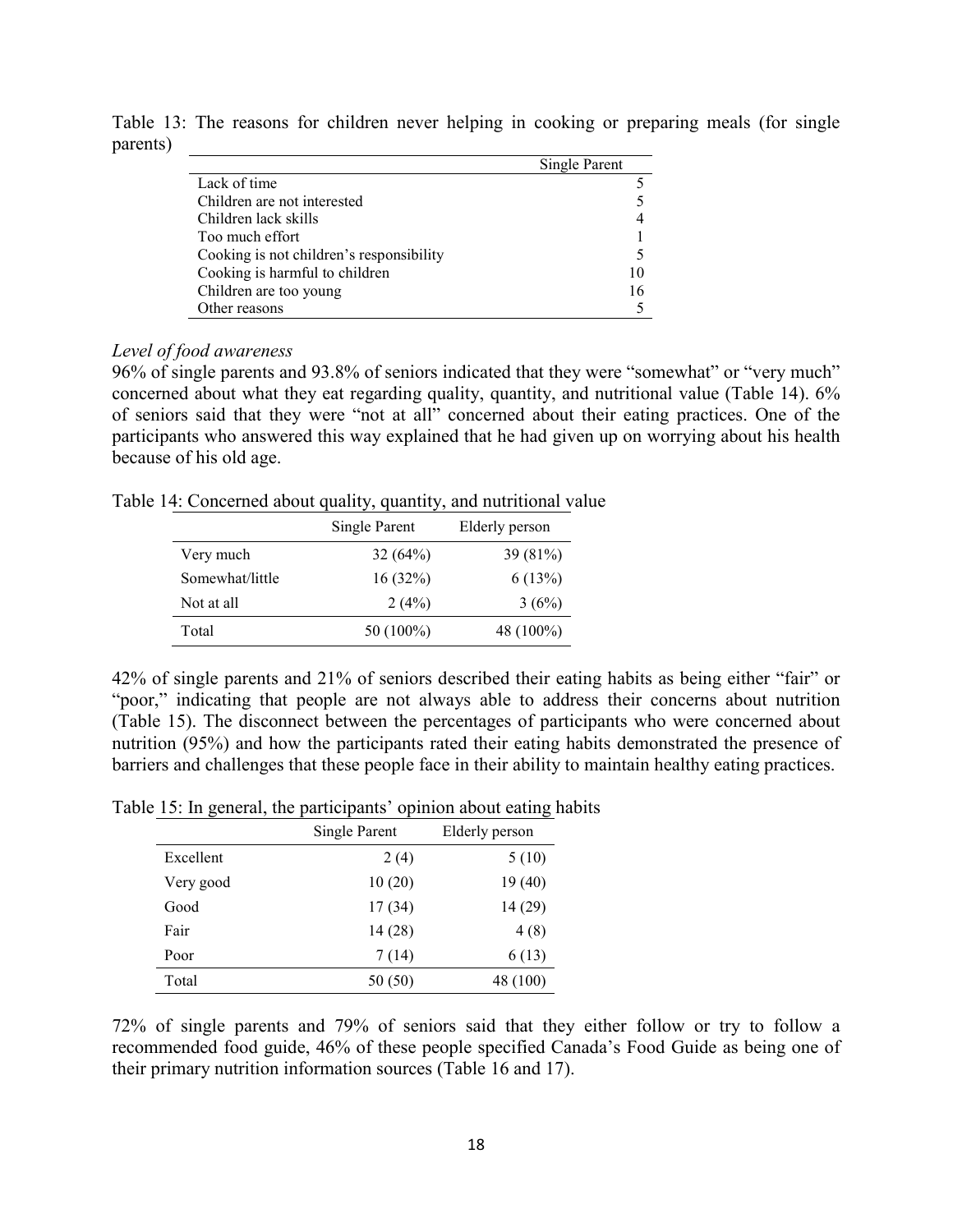Table 13: The reasons for children never helping in cooking or preparing meals (for single parents)

| | Single Parent |
|---|---|
| Lack of time | 5 |
| Children are not interested | 5 |
| Children lack skills | 4 |
| Too much effort | 1 |
| Cooking is not children's responsibility | 5 |
| Cooking is harmful to children | 10 |
| Children are too young | 16 |
| Other reasons | 5 |

*Level of food awareness*

96% of single parents and 93.8% of seniors indicated that they were "somewhat" or "very much" concerned about what they eat regarding quality, quantity, and nutritional value (Table 14). 6% of seniors said that they were "not at all" concerned about their eating practices. One of the participants who answered this way explained that he had given up on worrying about his health because of his old age.

Table 14: Concerned about quality, quantity, and nutritional value

| | Single Parent | Elderly person |
|---|---|---|
| Very much | 32 (64%) | 39 (81%) |
| Somewhat/little | 16 (32%) | 6 (13%) |
| Not at all | 2 (4%) | 3 (6%) |
| Total | 50 (100%) | 48 (100%) |

42% of single parents and 21% of seniors described their eating habits as being either "fair" or "poor," indicating that people are not always able to address their concerns about nutrition (Table 15). The disconnect between the percentages of participants who were concerned about nutrition (95%) and how the participants rated their eating habits demonstrated the presence of barriers and challenges that these people face in their ability to maintain healthy eating practices.

Table 15: In general, the participants' opinion about eating habits

| | Single Parent | Elderly person |
|---|---|---|
| Excellent | 2 (4) | 5 (10) |
| Very good | 10 (20) | 19 (40) |
| Good | 17 (34) | 14 (29) |
| Fair | 14 (28) | 4 (8) |
| Poor | 7 (14) | 6 (13) |
| Total | 50 (50) | 48 (100) |

72% of single parents and 79% of seniors said that they either follow or try to follow a recommended food guide, 46% of these people specified Canada's Food Guide as being one of their primary nutrition information sources (Table 16 and 17).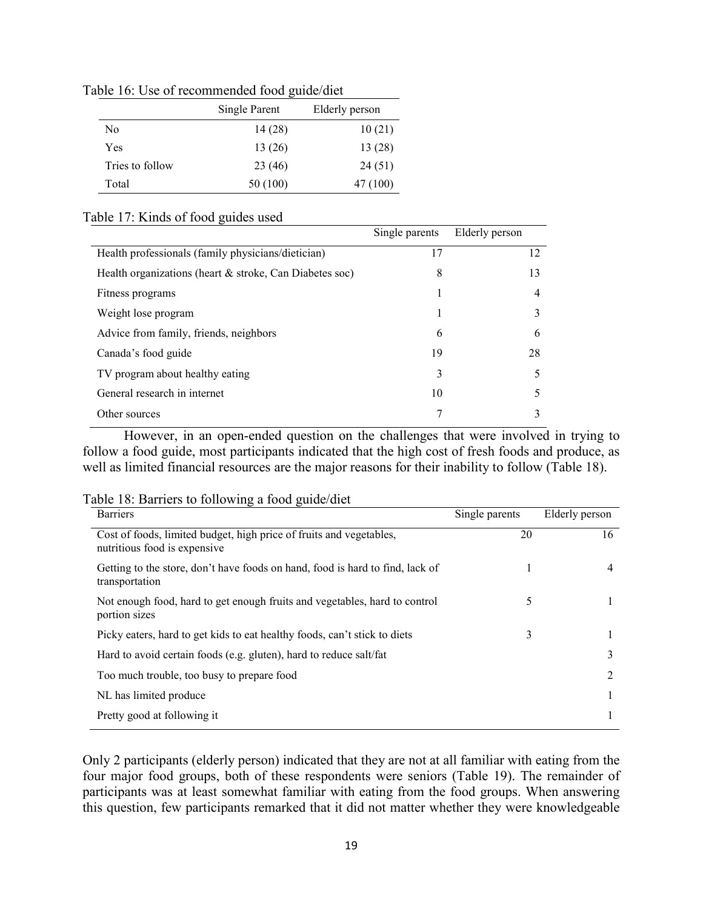Table 16: Use of recommended food guide/diet

| | Single Parent | Elderly person |
|---|---|---|
| No | 14 (28) | 10 (21) |
| Yes | 13 (26) | 13 (28) |
| Tries to follow | 23 (46) | 24 (51) |
| Total | 50 (100) | 47 (100) |

Table 17: Kinds of food guides used

| | Single parents | Elderly person |
|---|---|---|
| Health professionals (family physicians/dietician) | 17 | 12 |
| Health organizations (heart & stroke, Can Diabetes soc) | 8 | 13 |
| Fitness programs | 1 | 4 |
| Weight lose program | 1 | 3 |
| Advice from family, friends, neighbors | 6 | 6 |
| Canada's food guide | 19 | 28 |
| TV program about healthy eating | 3 | 5 |
| General research in internet | 10 | 5 |
| Other sources | 7 | 3 |

However, in an open-ended question on the challenges that were involved in trying to follow a food guide, most participants indicated that the high cost of fresh foods and produce, as well as limited financial resources are the major reasons for their inability to follow (Table 18).

Table 18: Barriers to following a food guide/diet

| Barriers | Single parents | Elderly person |
|---|---|---|
| Cost of foods, limited budget, high price of fruits and vegetables, nutritious food is expensive | 20 | 16 |
| Getting to the store, don't have foods on hand, food is hard to find, lack of transportation | 1 | 4 |
| Not enough food, hard to get enough fruits and vegetables, hard to control portion sizes | 5 | 1 |
| Picky eaters, hard to get kids to eat healthy foods, can't stick to diets | 3 | 1 |
| Hard to avoid certain foods (e.g. gluten), hard to reduce salt/fat | | 3 |
| Too much trouble, too busy to prepare food | | 2 |
| NL has limited produce | | 1 |
| Pretty good at following it | | 1 |

Only 2 participants (elderly person) indicated that they are not at all familiar with eating from the four major food groups, both of these respondents were seniors (Table 19). The remainder of participants was at least somewhat familiar with eating from the food groups. When answering this question, few participants remarked that it did not matter whether they were knowledgeable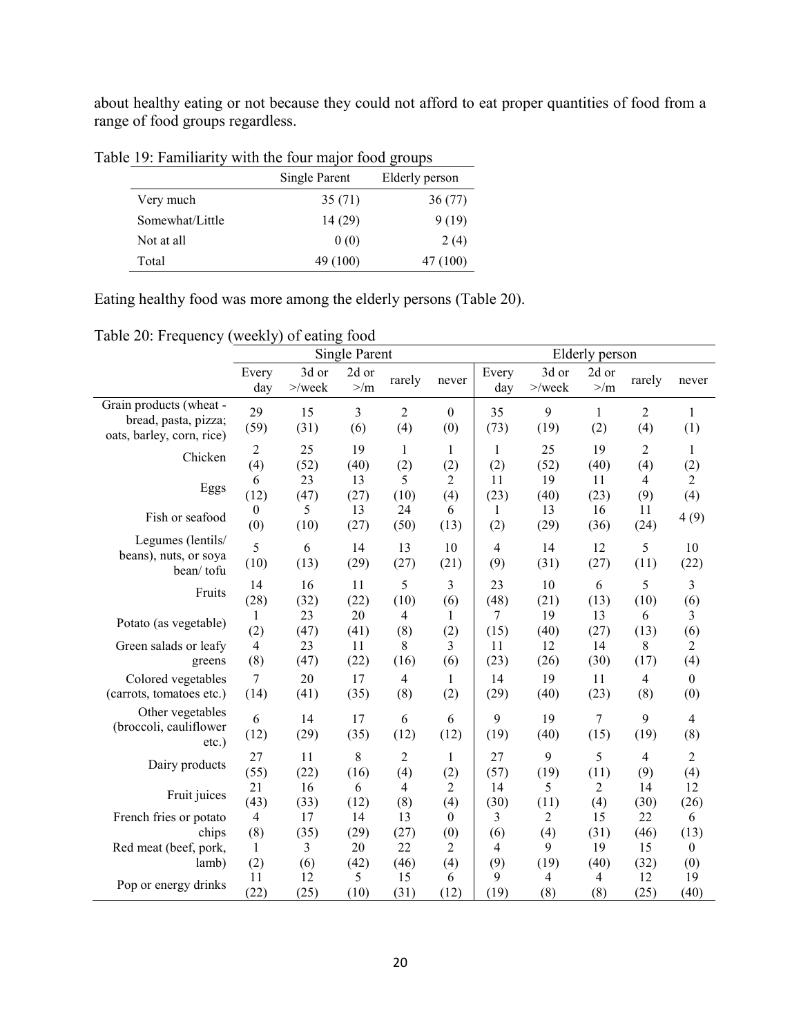about healthy eating or not because they could not afford to eat proper quantities of food from a range of food groups regardless.

Table 19: Familiarity with the four major food groups

| | Single Parent | Elderly person |
|---|---|---|
| Very much | 35 (71) | 36 (77) |
| Somewhat/Little | 14 (29) | 9 (19) |
| Not at all | 0 (0) | 2 (4) |
| Total | 49 (100) | 47 (100) |

Eating healthy food was more among the elderly persons (Table 20).

Table 20: Frequency (weekly) of eating food

| | Single Parent | | | | | Elderly person | | | | |
|---|---|---|---|---|---|---|---|---|---|---|
| | Every day | 3d or >/week | 2d or >/m | rarely | never | Every day | 3d or >/week | 2d or >/m | rarely | never |
| Grain products (wheat - bread, pasta, pizza; oats, barley, corn, rice) | 29 (59) | 15 (31) | 3 (6) | 2 (4) | 0 (0) | 35 (73) | 9 (19) | 1 (2) | 2 (4) | 1 (1) |
| Chicken | 2 (4) | 25 (52) | 19 (40) | 1 (2) | 1 (2) | 1 (2) | 25 (52) | 19 (40) | 2 (4) | 1 (2) |
| Eggs | 6 (12) | 23 (47) | 13 (27) | 5 (10) | 2 (4) | 11 (23) | 19 (40) | 11 (23) | 4 (9) | 2 (4) |
| Fish or seafood | 0 (0) | 5 (10) | 13 (27) | 24 (50) | 6 (13) | 1 (2) | 13 (29) | 16 (36) | 11 (24) | 4 (9) |
| Legumes (lentils/ beans), nuts, or soya bean/ tofu | 5 (10) | 6 (13) | 14 (29) | 13 (27) | 10 (21) | 4 (9) | 14 (31) | 12 (27) | 5 (11) | 10 (22) |
| Fruits | 14 (28) | 16 (32) | 11 (22) | 5 (10) | 3 (6) | 23 (48) | 10 (21) | 6 (13) | 5 (10) | 3 (6) |
| Potato (as vegetable) | 1 (2) | 23 (47) | 20 (41) | 4 (8) | 1 (2) | 7 (15) | 19 (40) | 13 (27) | 6 (13) | 3 (6) |
| Green salads or leafy greens | 4 (8) | 23 (47) | 11 (22) | 8 (16) | 3 (6) | 11 (23) | 12 (26) | 14 (30) | 8 (17) | 2 (4) |
| Colored vegetables (carrots, tomatoes etc.) | 7 (14) | 20 (41) | 17 (35) | 4 (8) | 1 (2) | 14 (29) | 19 (40) | 11 (23) | 4 (8) | 0 (0) |
| Other vegetables (broccoli, cauliflower etc.) | 6 (12) | 14 (29) | 17 (35) | 6 (12) | 6 (12) | 9 (19) | 19 (40) | 7 (15) | 9 (19) | 4 (8) |
| Dairy products | 27 (55) | 11 (22) | 8 (16) | 2 (4) | 1 (2) | 27 (57) | 9 (19) | 5 (11) | 4 (9) | 2 (4) |
| Fruit juices | 21 (43) | 16 (33) | 6 (12) | 4 (8) | 2 (4) | 14 (30) | 5 (11) | 2 (4) | 14 (30) | 12 (26) |
| French fries or potato chips | 4 (8) | 17 (35) | 14 (29) | 13 (27) | 0 (0) | 3 (6) | 2 (4) | 15 (31) | 22 (46) | 6 (13) |
| Red meat (beef, pork, lamb) | 1 (2) | 3 (6) | 20 (42) | 22 (46) | 2 (4) | 4 (9) | 9 (19) | 19 (40) | 15 (32) | 0 (0) |
| Pop or energy drinks | 11 (22) | 12 (25) | 5 (10) | 15 (31) | 6 (12) | 9 (19) | 4 (8) | 4 (8) | 12 (25) | 19 (40) |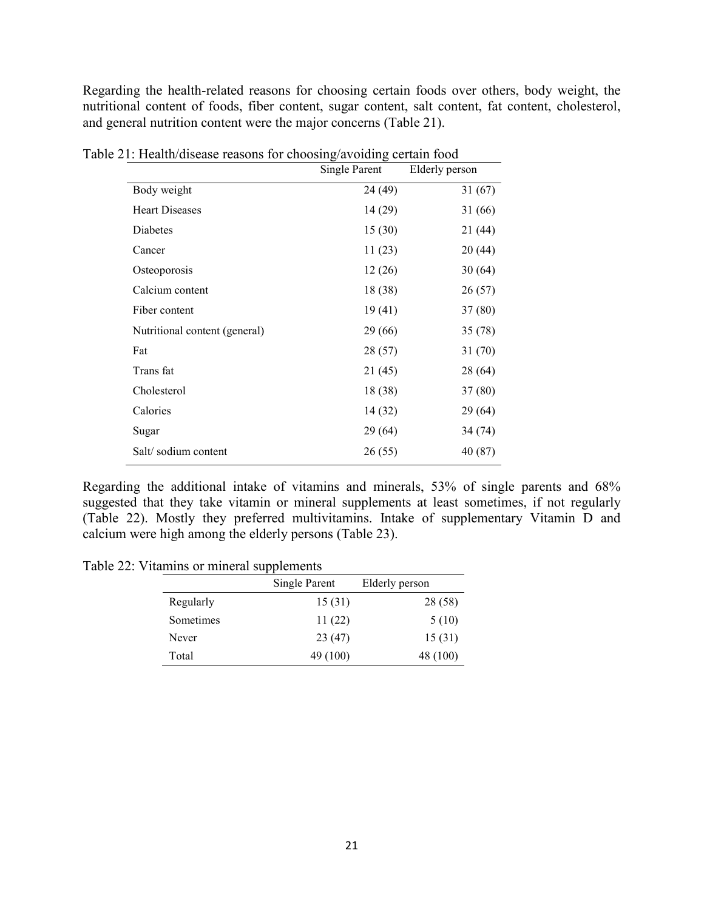Regarding the health-related reasons for choosing certain foods over others, body weight, the nutritional content of foods, fiber content, sugar content, salt content, fat content, cholesterol, and general nutrition content were the major concerns (Table 21).

Table 21: Health/disease reasons for choosing/avoiding certain food

| | Single Parent | Elderly person |
|---|---|---|
| Body weight | 24 (49) | 31 (67) |
| Heart Diseases | 14 (29) | 31 (66) |
| Diabetes | 15 (30) | 21 (44) |
| Cancer | 11 (23) | 20 (44) |
| Osteoporosis | 12 (26) | 30 (64) |
| Calcium content | 18 (38) | 26 (57) |
| Fiber content | 19 (41) | 37 (80) |
| Nutritional content (general) | 29 (66) | 35 (78) |
| Fat | 28 (57) | 31 (70) |
| Trans fat | 21 (45) | 28 (64) |
| Cholesterol | 18 (38) | 37 (80) |
| Calories | 14 (32) | 29 (64) |
| Sugar | 29 (64) | 34 (74) |
| Salt/ sodium content | 26 (55) | 40 (87) |

Regarding the additional intake of vitamins and minerals, 53% of single parents and 68% suggested that they take vitamin or mineral supplements at least sometimes, if not regularly (Table 22). Mostly they preferred multivitamins. Intake of supplementary Vitamin D and calcium were high among the elderly persons (Table 23).

Table 22: Vitamins or mineral supplements

| | Single Parent | Elderly person |
|---|---|---|
| Regularly | 15 (31) | 28 (58) |
| Sometimes | 11 (22) | 5 (10) |
| Never | 23 (47) | 15 (31) |
| Total | 49 (100) | 48 (100) |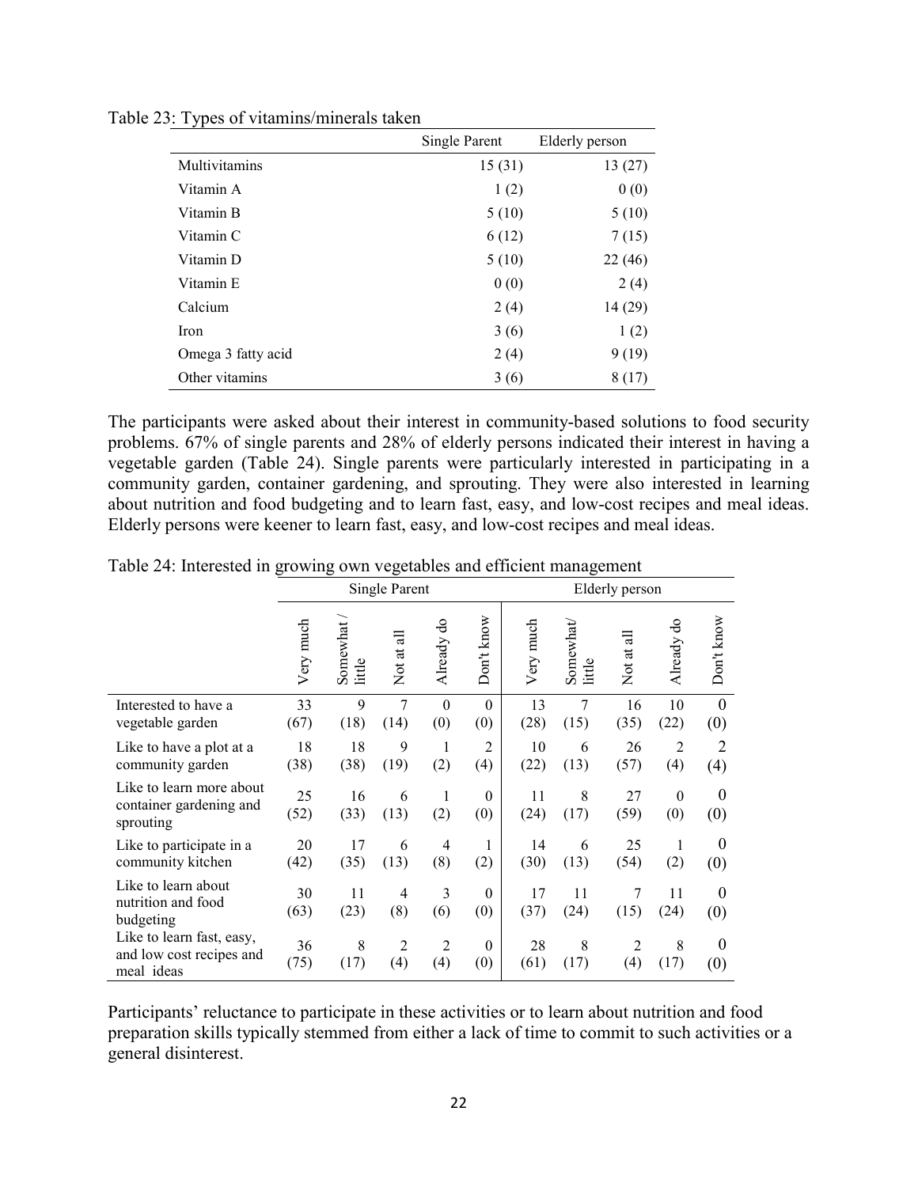Table 23: Types of vitamins/minerals taken

| | Single Parent | Elderly person |
|---|---|---|
| Multivitamins | 15 (31) | 13 (27) |
| Vitamin A | 1 (2) | 0 (0) |
| Vitamin B | 5 (10) | 5 (10) |
| Vitamin C | 6 (12) | 7 (15) |
| Vitamin D | 5 (10) | 22 (46) |
| Vitamin E | 0 (0) | 2 (4) |
| Calcium | 2 (4) | 14 (29) |
| Iron | 3 (6) | 1 (2) |
| Omega 3 fatty acid | 2 (4) | 9 (19) |
| Other vitamins | 3 (6) | 8 (17) |

The participants were asked about their interest in community-based solutions to food security problems. 67% of single parents and 28% of elderly persons indicated their interest in having a vegetable garden (Table 24). Single parents were particularly interested in participating in a community garden, container gardening, and sprouting. They were also interested in learning about nutrition and food budgeting and to learn fast, easy, and low-cost recipes and meal ideas. Elderly persons were keener to learn fast, easy, and low-cost recipes and meal ideas.

Table 24: Interested in growing own vegetables and efficient management

| | Single Parent | | | | | Elderly person | | | | |
|---|---|---|---|---|---|---|---|---|---|---|
| | Very much | Somewhat / little | Not at all | Already do | Don't know | Very much | Somewhat/ little | Not at all | Already do | Don't know |
| Interested to have a vegetable garden | 33 (67) | 9 (18) | 7 (14) | 0 (0) | 0 (0) | 13 (28) | 7 (15) | 16 (35) | 10 (22) | 0 (0) |
| Like to have a plot at a community garden | 18 (38) | 18 (38) | 9 (19) | 1 (2) | 2 (4) | 10 (22) | 6 (13) | 26 (57) | 2 (4) | 2 (4) |
| Like to learn more about container gardening and sprouting | 25 (52) | 16 (33) | 6 (13) | 1 (2) | 0 (0) | 11 (24) | 8 (17) | 27 (59) | 0 (0) | 0 (0) |
| Like to participate in a community kitchen | 20 (42) | 17 (35) | 6 (13) | 4 (8) | 1 (2) | 14 (30) | 6 (13) | 25 (54) | 1 (2) | 0 (0) |
| Like to learn about nutrition and food budgeting | 30 (63) | 11 (23) | 4 (8) | 3 (6) | 0 (0) | 17 (37) | 11 (24) | 7 (15) | 11 (24) | 0 (0) |
| Like to learn fast, easy, and low cost recipes and meal ideas | 36 (75) | 8 (17) | 2 (4) | 2 (4) | 0 (0) | 28 (61) | 8 (17) | 2 (4) | 8 (17) | 0 (0) |

Participants' reluctance to participate in these activities or to learn about nutrition and food preparation skills typically stemmed from either a lack of time to commit to such activities or a general disinterest.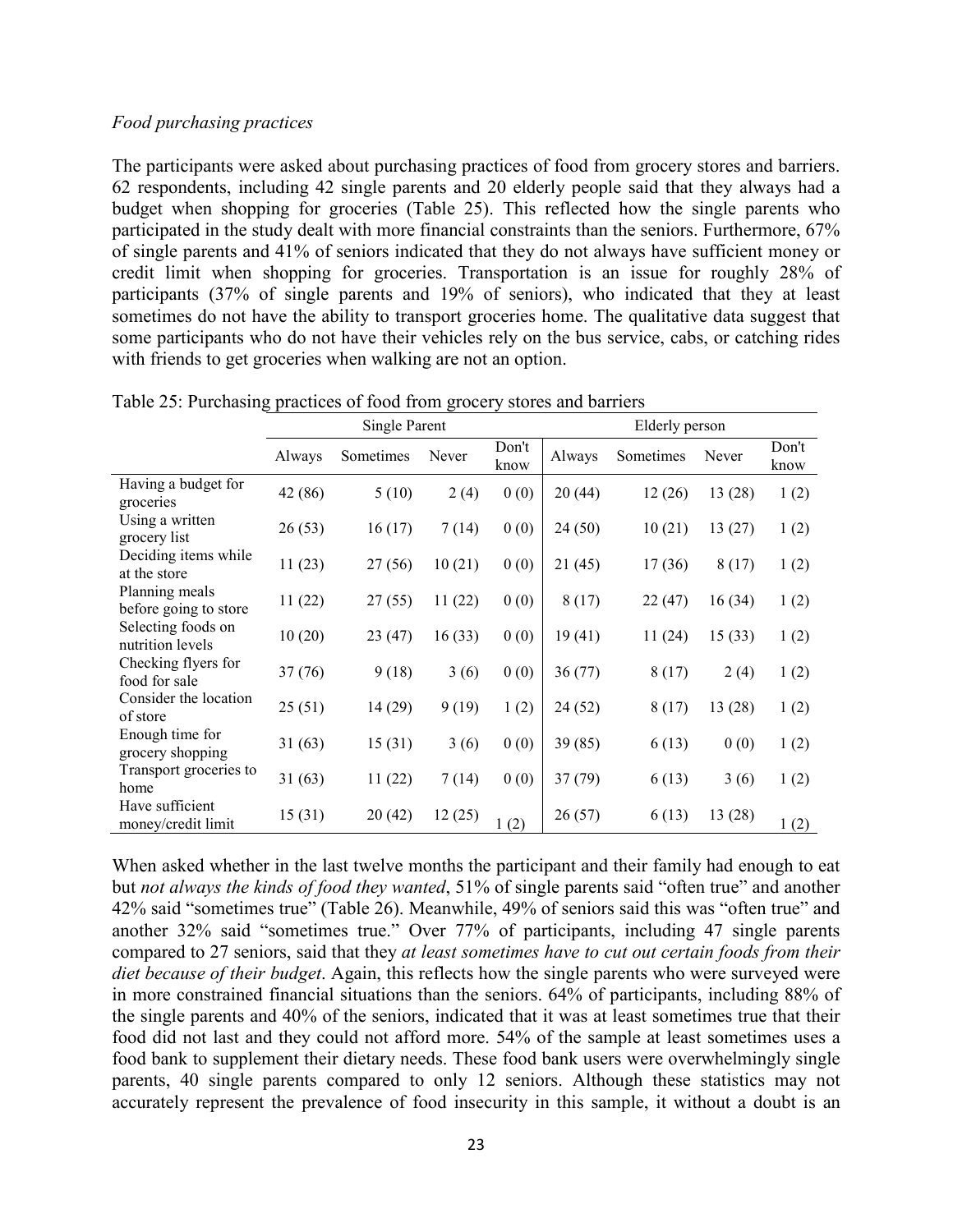*Food purchasing practices*

The participants were asked about purchasing practices of food from grocery stores and barriers. 62 respondents, including 42 single parents and 20 elderly people said that they always had a budget when shopping for groceries (Table 25). This reflected how the single parents who participated in the study dealt with more financial constraints than the seniors. Furthermore, 67% of single parents and 41% of seniors indicated that they do not always have sufficient money or credit limit when shopping for groceries. Transportation is an issue for roughly 28% of participants (37% of single parents and 19% of seniors), who indicated that they at least sometimes do not have the ability to transport groceries home. The qualitative data suggest that some participants who do not have their vehicles rely on the bus service, cabs, or catching rides with friends to get groceries when walking are not an option.

Table 25: Purchasing practices of food from grocery stores and barriers

| | Single Parent | | | | Elderly person | | | |
|---|---|---|---|---|---|---|---|---|
| | Always | Sometimes | Never | Don't know | Always | Sometimes | Never | Don't know |
| Having a budget for groceries | 42 (86) | 5 (10) | 2 (4) | 0 (0) | 20 (44) | 12 (26) | 13 (28) | 1 (2) |
| Using a written grocery list | 26 (53) | 16 (17) | 7 (14) | 0 (0) | 24 (50) | 10 (21) | 13 (27) | 1 (2) |
| Deciding items while at the store | 11 (23) | 27 (56) | 10 (21) | 0 (0) | 21 (45) | 17 (36) | 8 (17) | 1 (2) |
| Planning meals before going to store | 11 (22) | 27 (55) | 11 (22) | 0 (0) | 8 (17) | 22 (47) | 16 (34) | 1 (2) |
| Selecting foods on nutrition levels | 10 (20) | 23 (47) | 16 (33) | 0 (0) | 19 (41) | 11 (24) | 15 (33) | 1 (2) |
| Checking flyers for food for sale | 37 (76) | 9 (18) | 3 (6) | 0 (0) | 36 (77) | 8 (17) | 2 (4) | 1 (2) |
| Consider the location of store | 25 (51) | 14 (29) | 9 (19) | 1 (2) | 24 (52) | 8 (17) | 13 (28) | 1 (2) |
| Enough time for grocery shopping | 31 (63) | 15 (31) | 3 (6) | 0 (0) | 39 (85) | 6 (13) | 0 (0) | 1 (2) |
| Transport groceries to home | 31 (63) | 11 (22) | 7 (14) | 0 (0) | 37 (79) | 6 (13) | 3 (6) | 1 (2) |
| Have sufficient money/credit limit | 15 (31) | 20 (42) | 12 (25) | 1 (2) | 26 (57) | 6 (13) | 13 (28) | 1 (2) |

When asked whether in the last twelve months the participant and their family had enough to eat but *not always the kinds of food they wanted*, 51% of single parents said "often true" and another 42% said "sometimes true" (Table 26). Meanwhile, 49% of seniors said this was "often true" and another 32% said "sometimes true." Over 77% of participants, including 47 single parents compared to 27 seniors, said that they *at least sometimes have to cut out certain foods from their diet because of their budget*. Again, this reflects how the single parents who were surveyed were in more constrained financial situations than the seniors. 64% of participants, including 88% of the single parents and 40% of the seniors, indicated that it was at least sometimes true that their food did not last and they could not afford more. 54% of the sample at least sometimes uses a food bank to supplement their dietary needs. These food bank users were overwhelmingly single parents, 40 single parents compared to only 12 seniors. Although these statistics may not accurately represent the prevalence of food insecurity in this sample, it without a doubt is an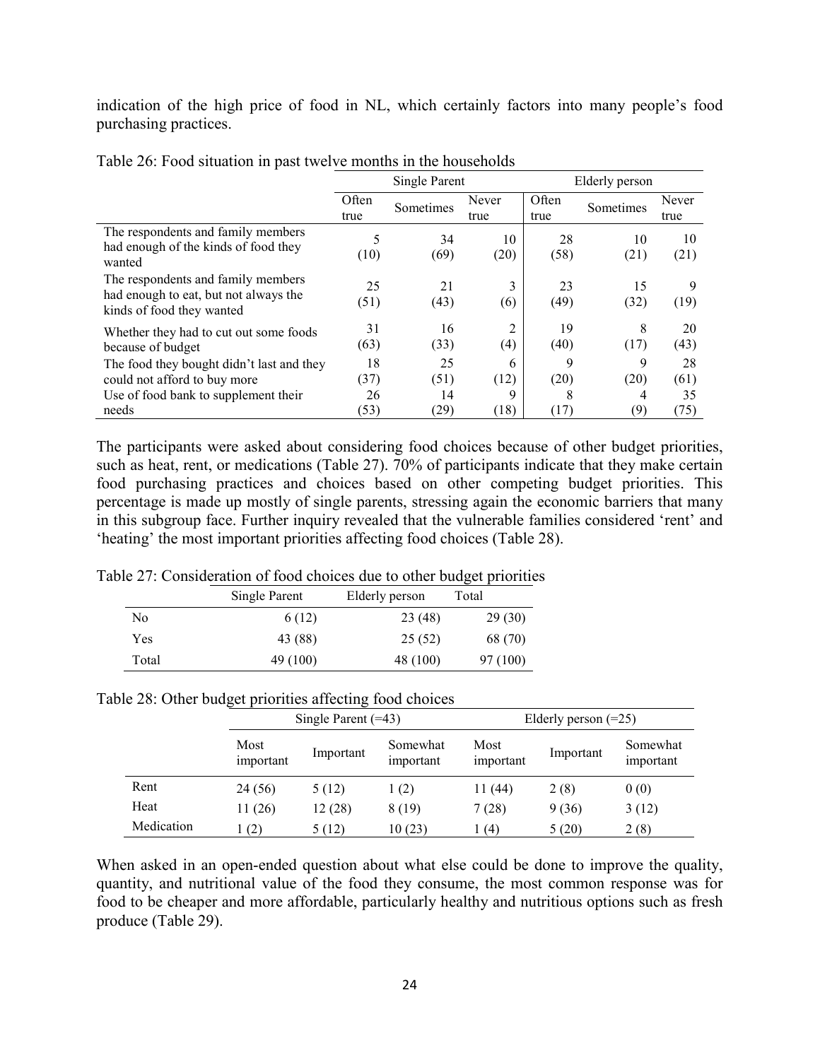indication of the high price of food in NL, which certainly factors into many people's food purchasing practices.

Table 26: Food situation in past twelve months in the households

| | Single Parent | | | Elderly person | | |
|---|---|---|---|---|---|---|
| | Often true | Sometimes | Never true | Often true | Sometimes | Never true |
| The respondents and family members had enough of the kinds of food they wanted | 5 (10) | 34 (69) | 10 (20) | 28 (58) | 10 (21) | 10 (21) |
| The respondents and family members had enough to eat, but not always the kinds of food they wanted | 25 (51) | 21 (43) | 3 (6) | 23 (49) | 15 (32) | 9 (19) |
| Whether they had to cut out some foods because of budget | 31 (63) | 16 (33) | 2 (4) | 19 (40) | 8 (17) | 20 (43) |
| The food they bought didn't last and they could not afford to buy more | 18 (37) | 25 (51) | 6 (12) | 9 (20) | 9 (20) | 28 (61) |
| Use of food bank to supplement their needs | 26 (53) | 14 (29) | 9 (18) | 8 (17) | 4 (9) | 35 (75) |

The participants were asked about considering food choices because of other budget priorities, such as heat, rent, or medications (Table 27). 70% of participants indicate that they make certain food purchasing practices and choices based on other competing budget priorities. This percentage is made up mostly of single parents, stressing again the economic barriers that many in this subgroup face. Further inquiry revealed that the vulnerable families considered 'rent' and 'heating' the most important priorities affecting food choices (Table 28).

Table 27: Consideration of food choices due to other budget priorities

| | Single Parent | Elderly person | Total |
|---|---|---|---|
| No | 6 (12) | 23 (48) | 29 (30) |
| Yes | 43 (88) | 25 (52) | 68 (70) |
| Total | 49 (100) | 48 (100) | 97 (100) |

Table 28: Other budget priorities affecting food choices

| | Single Parent (=43) | | | Elderly person (=25) | | |
|---|---|---|---|---|---|---|
| | Most important | Important | Somewhat important | Most important | Important | Somewhat important |
| Rent | 24 (56) | 5 (12) | 1 (2) | 11 (44) | 2 (8) | 0 (0) |
| Heat | 11 (26) | 12 (28) | 8 (19) | 7 (28) | 9 (36) | 3 (12) |
| Medication | 1 (2) | 5 (12) | 10 (23) | 1 (4) | 5 (20) | 2 (8) |

When asked in an open-ended question about what else could be done to improve the quality, quantity, and nutritional value of the food they consume, the most common response was for food to be cheaper and more affordable, particularly healthy and nutritious options such as fresh produce (Table 29).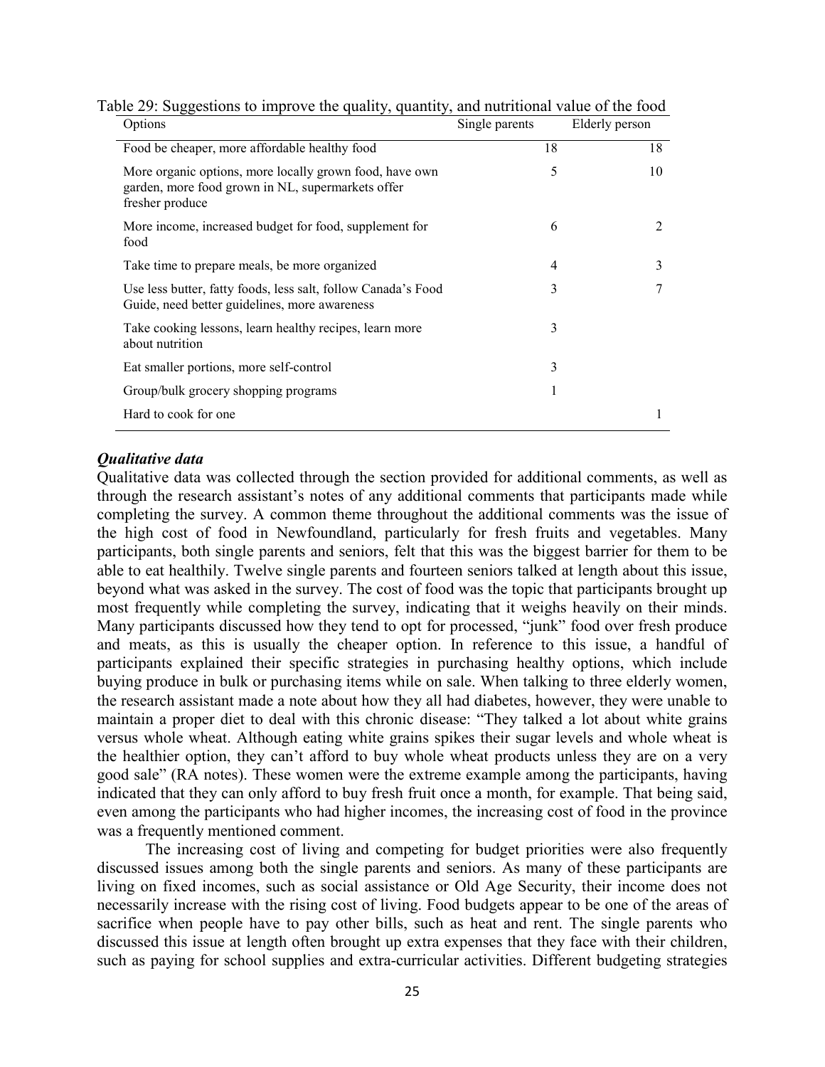Table 29: Suggestions to improve the quality, quantity, and nutritional value of the food

| Options | Single parents | Elderly person |
|---|---|---|
| Food be cheaper, more affordable healthy food | 18 | 18 |
| More organic options, more locally grown food, have own garden, more food grown in NL, supermarkets offer fresher produce | 5 | 10 |
| More income, increased budget for food, supplement for food | 6 | 2 |
| Take time to prepare meals, be more organized | 4 | 3 |
| Use less butter, fatty foods, less salt, follow Canada's Food Guide, need better guidelines, more awareness | 3 | 7 |
| Take cooking lessons, learn healthy recipes, learn more about nutrition | 3 | |
| Eat smaller portions, more self-control | 3 | |
| Group/bulk grocery shopping programs | 1 | |
| Hard to cook for one | | 1 |

### *Qualitative data*

Qualitative data was collected through the section provided for additional comments, as well as through the research assistant's notes of any additional comments that participants made while completing the survey. A common theme throughout the additional comments was the issue of the high cost of food in Newfoundland, particularly for fresh fruits and vegetables. Many participants, both single parents and seniors, felt that this was the biggest barrier for them to be able to eat healthily. Twelve single parents and fourteen seniors talked at length about this issue, beyond what was asked in the survey. The cost of food was the topic that participants brought up most frequently while completing the survey, indicating that it weighs heavily on their minds. Many participants discussed how they tend to opt for processed, "junk" food over fresh produce and meats, as this is usually the cheaper option. In reference to this issue, a handful of participants explained their specific strategies in purchasing healthy options, which include buying produce in bulk or purchasing items while on sale. When talking to three elderly women, the research assistant made a note about how they all had diabetes, however, they were unable to maintain a proper diet to deal with this chronic disease: "They talked a lot about white grains versus whole wheat. Although eating white grains spikes their sugar levels and whole wheat is the healthier option, they can't afford to buy whole wheat products unless they are on a very good sale" (RA notes). These women were the extreme example among the participants, having indicated that they can only afford to buy fresh fruit once a month, for example. That being said, even among the participants who had higher incomes, the increasing cost of food in the province was a frequently mentioned comment.

The increasing cost of living and competing for budget priorities were also frequently discussed issues among both the single parents and seniors. As many of these participants are living on fixed incomes, such as social assistance or Old Age Security, their income does not necessarily increase with the rising cost of living. Food budgets appear to be one of the areas of sacrifice when people have to pay other bills, such as heat and rent. The single parents who discussed this issue at length often brought up extra expenses that they face with their children, such as paying for school supplies and extra-curricular activities. Different budgeting strategies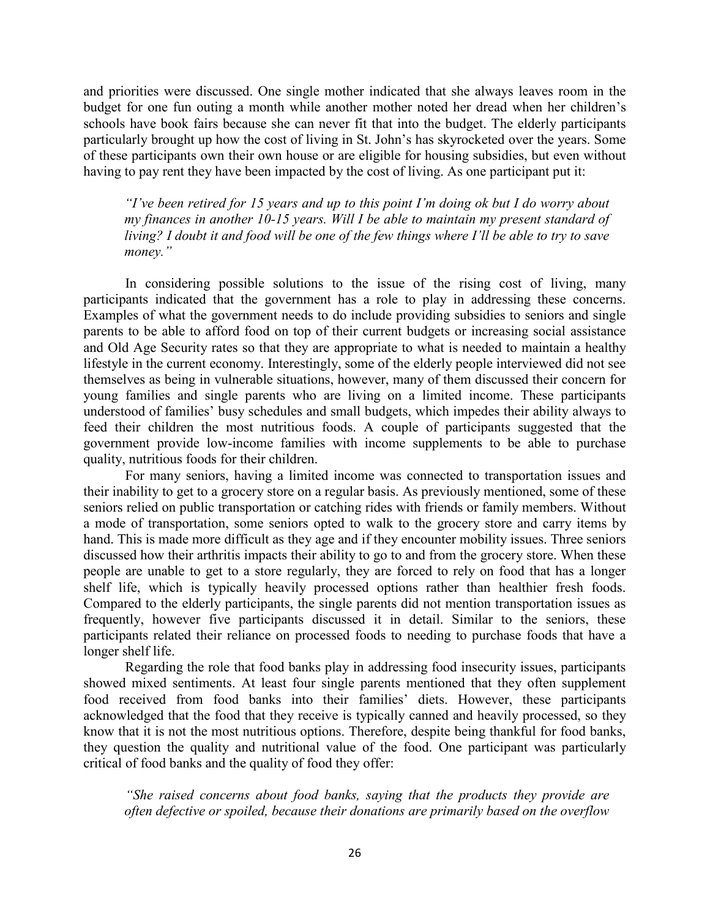and priorities were discussed. One single mother indicated that she always leaves room in the budget for one fun outing a month while another mother noted her dread when her children's schools have book fairs because she can never fit that into the budget. The elderly participants particularly brought up how the cost of living in St. John's has skyrocketed over the years. Some of these participants own their own house or are eligible for housing subsidies, but even without having to pay rent they have been impacted by the cost of living. As one participant put it:

> *"I've been retired for 15 years and up to this point I'm doing ok but I do worry about my finances in another 10-15 years. Will I be able to maintain my present standard of living? I doubt it and food will be one of the few things where I'll be able to try to save money."*

In considering possible solutions to the issue of the rising cost of living, many participants indicated that the government has a role to play in addressing these concerns. Examples of what the government needs to do include providing subsidies to seniors and single parents to be able to afford food on top of their current budgets or increasing social assistance and Old Age Security rates so that they are appropriate to what is needed to maintain a healthy lifestyle in the current economy. Interestingly, some of the elderly people interviewed did not see themselves as being in vulnerable situations, however, many of them discussed their concern for young families and single parents who are living on a limited income. These participants understood of families' busy schedules and small budgets, which impedes their ability always to feed their children the most nutritious foods. A couple of participants suggested that the government provide low-income families with income supplements to be able to purchase quality, nutritious foods for their children.

For many seniors, having a limited income was connected to transportation issues and their inability to get to a grocery store on a regular basis. As previously mentioned, some of these seniors relied on public transportation or catching rides with friends or family members. Without a mode of transportation, some seniors opted to walk to the grocery store and carry items by hand. This is made more difficult as they age and if they encounter mobility issues. Three seniors discussed how their arthritis impacts their ability to go to and from the grocery store. When these people are unable to get to a store regularly, they are forced to rely on food that has a longer shelf life, which is typically heavily processed options rather than healthier fresh foods. Compared to the elderly participants, the single parents did not mention transportation issues as frequently, however five participants discussed it in detail. Similar to the seniors, these participants related their reliance on processed foods to needing to purchase foods that have a longer shelf life.

Regarding the role that food banks play in addressing food insecurity issues, participants showed mixed sentiments. At least four single parents mentioned that they often supplement food received from food banks into their families' diets. However, these participants acknowledged that the food that they receive is typically canned and heavily processed, so they know that it is not the most nutritious options. Therefore, despite being thankful for food banks, they question the quality and nutritional value of the food. One participant was particularly critical of food banks and the quality of food they offer:

> *"She raised concerns about food banks, saying that the products they provide are often defective or spoiled, because their donations are primarily based on the overflow*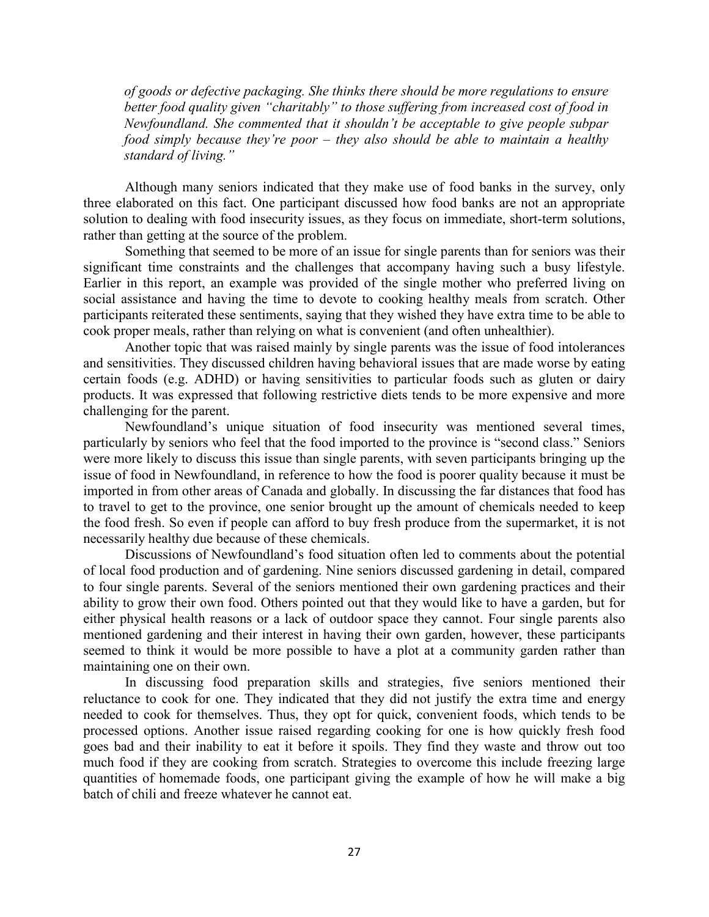*of goods or defective packaging. She thinks there should be more regulations to ensure better food quality given "charitably" to those suffering from increased cost of food in Newfoundland. She commented that it shouldn't be acceptable to give people subpar food simply because they're poor – they also should be able to maintain a healthy standard of living."*

Although many seniors indicated that they make use of food banks in the survey, only three elaborated on this fact. One participant discussed how food banks are not an appropriate solution to dealing with food insecurity issues, as they focus on immediate, short-term solutions, rather than getting at the source of the problem.

Something that seemed to be more of an issue for single parents than for seniors was their significant time constraints and the challenges that accompany having such a busy lifestyle. Earlier in this report, an example was provided of the single mother who preferred living on social assistance and having the time to devote to cooking healthy meals from scratch. Other participants reiterated these sentiments, saying that they wished they have extra time to be able to cook proper meals, rather than relying on what is convenient (and often unhealthier).

Another topic that was raised mainly by single parents was the issue of food intolerances and sensitivities. They discussed children having behavioral issues that are made worse by eating certain foods (e.g. ADHD) or having sensitivities to particular foods such as gluten or dairy products. It was expressed that following restrictive diets tends to be more expensive and more challenging for the parent.

Newfoundland's unique situation of food insecurity was mentioned several times, particularly by seniors who feel that the food imported to the province is "second class." Seniors were more likely to discuss this issue than single parents, with seven participants bringing up the issue of food in Newfoundland, in reference to how the food is poorer quality because it must be imported in from other areas of Canada and globally. In discussing the far distances that food has to travel to get to the province, one senior brought up the amount of chemicals needed to keep the food fresh. So even if people can afford to buy fresh produce from the supermarket, it is not necessarily healthy due because of these chemicals.

Discussions of Newfoundland's food situation often led to comments about the potential of local food production and of gardening. Nine seniors discussed gardening in detail, compared to four single parents. Several of the seniors mentioned their own gardening practices and their ability to grow their own food. Others pointed out that they would like to have a garden, but for either physical health reasons or a lack of outdoor space they cannot. Four single parents also mentioned gardening and their interest in having their own garden, however, these participants seemed to think it would be more possible to have a plot at a community garden rather than maintaining one on their own.

In discussing food preparation skills and strategies, five seniors mentioned their reluctance to cook for one. They indicated that they did not justify the extra time and energy needed to cook for themselves. Thus, they opt for quick, convenient foods, which tends to be processed options. Another issue raised regarding cooking for one is how quickly fresh food goes bad and their inability to eat it before it spoils. They find they waste and throw out too much food if they are cooking from scratch. Strategies to overcome this include freezing large quantities of homemade foods, one participant giving the example of how he will make a big batch of chili and freeze whatever he cannot eat.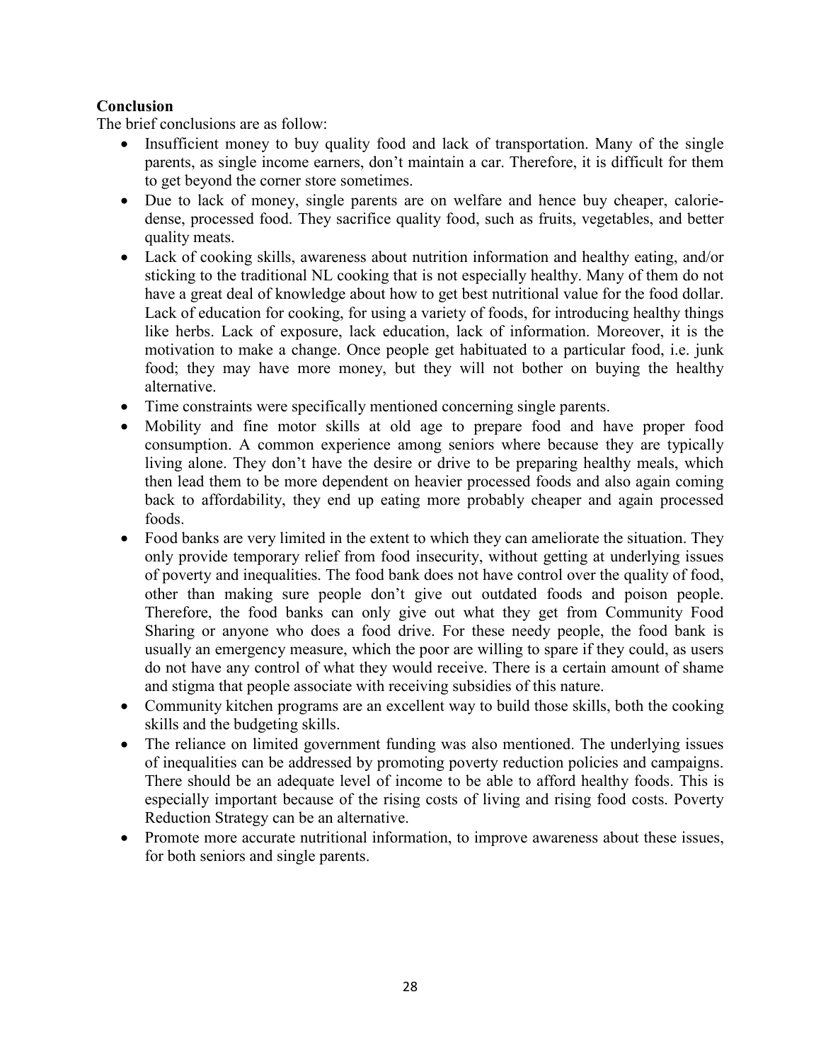**Conclusion**

The brief conclusions are as follow:

- Insufficient money to buy quality food and lack of transportation. Many of the single parents, as single income earners, don't maintain a car. Therefore, it is difficult for them to get beyond the corner store sometimes.
- Due to lack of money, single parents are on welfare and hence buy cheaper, calorie-dense, processed food. They sacrifice quality food, such as fruits, vegetables, and better quality meats.
- Lack of cooking skills, awareness about nutrition information and healthy eating, and/or sticking to the traditional NL cooking that is not especially healthy. Many of them do not have a great deal of knowledge about how to get best nutritional value for the food dollar. Lack of education for cooking, for using a variety of foods, for introducing healthy things like herbs. Lack of exposure, lack education, lack of information. Moreover, it is the motivation to make a change. Once people get habituated to a particular food, i.e. junk food; they may have more money, but they will not bother on buying the healthy alternative.
- Time constraints were specifically mentioned concerning single parents.
- Mobility and fine motor skills at old age to prepare food and have proper food consumption. A common experience among seniors where because they are typically living alone. They don't have the desire or drive to be preparing healthy meals, which then lead them to be more dependent on heavier processed foods and also again coming back to affordability, they end up eating more probably cheaper and again processed foods.
- Food banks are very limited in the extent to which they can ameliorate the situation. They only provide temporary relief from food insecurity, without getting at underlying issues of poverty and inequalities. The food bank does not have control over the quality of food, other than making sure people don't give out outdated foods and poison people. Therefore, the food banks can only give out what they get from Community Food Sharing or anyone who does a food drive. For these needy people, the food bank is usually an emergency measure, which the poor are willing to spare if they could, as users do not have any control of what they would receive. There is a certain amount of shame and stigma that people associate with receiving subsidies of this nature.
- Community kitchen programs are an excellent way to build those skills, both the cooking skills and the budgeting skills.
- The reliance on limited government funding was also mentioned. The underlying issues of inequalities can be addressed by promoting poverty reduction policies and campaigns. There should be an adequate level of income to be able to afford healthy foods. This is especially important because of the rising costs of living and rising food costs. Poverty Reduction Strategy can be an alternative.
- Promote more accurate nutritional information, to improve awareness about these issues, for both seniors and single parents.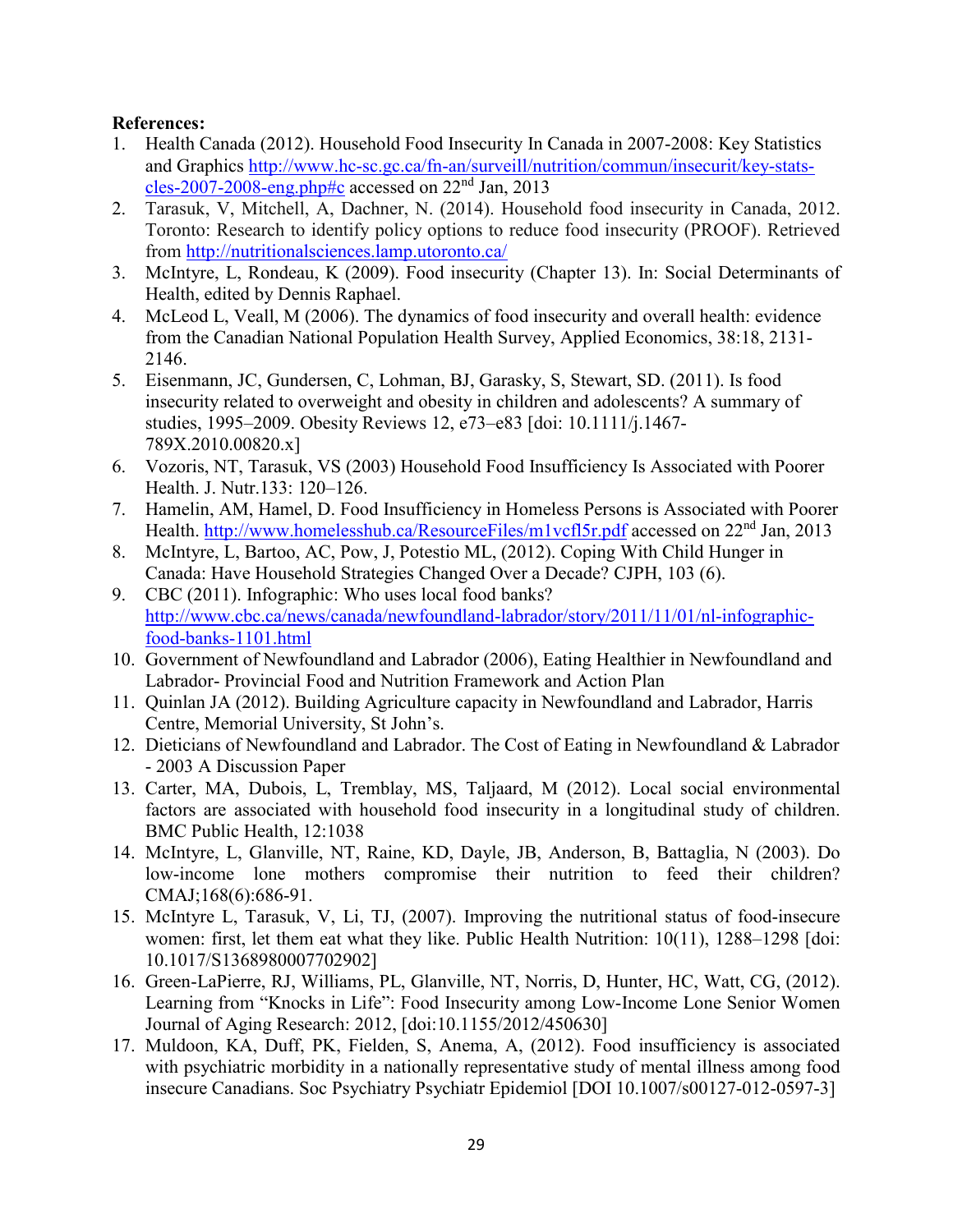**References:**

1. Health Canada (2012). Household Food Insecurity In Canada in 2007-2008: Key Statistics and Graphics http://www.hc-sc.gc.ca/fn-an/surveill/nutrition/commun/insecurit/key-stats-cles-2007-2008-eng.php#c accessed on 22nd Jan, 2013
2. Tarasuk, V, Mitchell, A, Dachner, N. (2014). Household food insecurity in Canada, 2012. Toronto: Research to identify policy options to reduce food insecurity (PROOF). Retrieved from http://nutritionalsciences.lamp.utoronto.ca/
3. McIntyre, L, Rondeau, K (2009). Food insecurity (Chapter 13). In: Social Determinants of Health, edited by Dennis Raphael.
4. McLeod L, Veall, M (2006). The dynamics of food insecurity and overall health: evidence from the Canadian National Population Health Survey, Applied Economics, 38:18, 2131-2146.
5. Eisenmann, JC, Gundersen, C, Lohman, BJ, Garasky, S, Stewart, SD. (2011). Is food insecurity related to overweight and obesity in children and adolescents? A summary of studies, 1995–2009. Obesity Reviews 12, e73–e83 [doi: 10.1111/j.1467-789X.2010.00820.x]
6. Vozoris, NT, Tarasuk, VS (2003) Household Food Insufficiency Is Associated with Poorer Health. J. Nutr.133: 120–126.
7. Hamelin, AM, Hamel, D. Food Insufficiency in Homeless Persons is Associated with Poorer Health. http://www.homelesshub.ca/ResourceFiles/m1vcfl5r.pdf accessed on 22nd Jan, 2013
8. McIntyre, L, Bartoo, AC, Pow, J, Potestio ML, (2012). Coping With Child Hunger in Canada: Have Household Strategies Changed Over a Decade? CJPH, 103 (6).
9. CBC (2011). Infographic: Who uses local food banks? http://www.cbc.ca/news/canada/newfoundland-labrador/story/2011/11/01/nl-infographic-food-banks-1101.html
10. Government of Newfoundland and Labrador (2006), Eating Healthier in Newfoundland and Labrador- Provincial Food and Nutrition Framework and Action Plan
11. Quinlan JA (2012). Building Agriculture capacity in Newfoundland and Labrador, Harris Centre, Memorial University, St John's.
12. Dieticians of Newfoundland and Labrador. The Cost of Eating in Newfoundland & Labrador - 2003 A Discussion Paper
13. Carter, MA, Dubois, L, Tremblay, MS, Taljaard, M (2012). Local social environmental factors are associated with household food insecurity in a longitudinal study of children. BMC Public Health, 12:1038
14. McIntyre, L, Glanville, NT, Raine, KD, Dayle, JB, Anderson, B, Battaglia, N (2003). Do low-income lone mothers compromise their nutrition to feed their children? CMAJ;168(6):686-91.
15. McIntyre L, Tarasuk, V, Li, TJ, (2007). Improving the nutritional status of food-insecure women: first, let them eat what they like. Public Health Nutrition: 10(11), 1288–1298 [doi: 10.1017/S1368980007702902]
16. Green-LaPierre, RJ, Williams, PL, Glanville, NT, Norris, D, Hunter, HC, Watt, CG, (2012). Learning from "Knocks in Life": Food Insecurity among Low-Income Lone Senior Women Journal of Aging Research: 2012, [doi:10.1155/2012/450630]
17. Muldoon, KA, Duff, PK, Fielden, S, Anema, A, (2012). Food insufficiency is associated with psychiatric morbidity in a nationally representative study of mental illness among food insecure Canadians. Soc Psychiatry Psychiatr Epidemiol [DOI 10.1007/s00127-012-0597-3]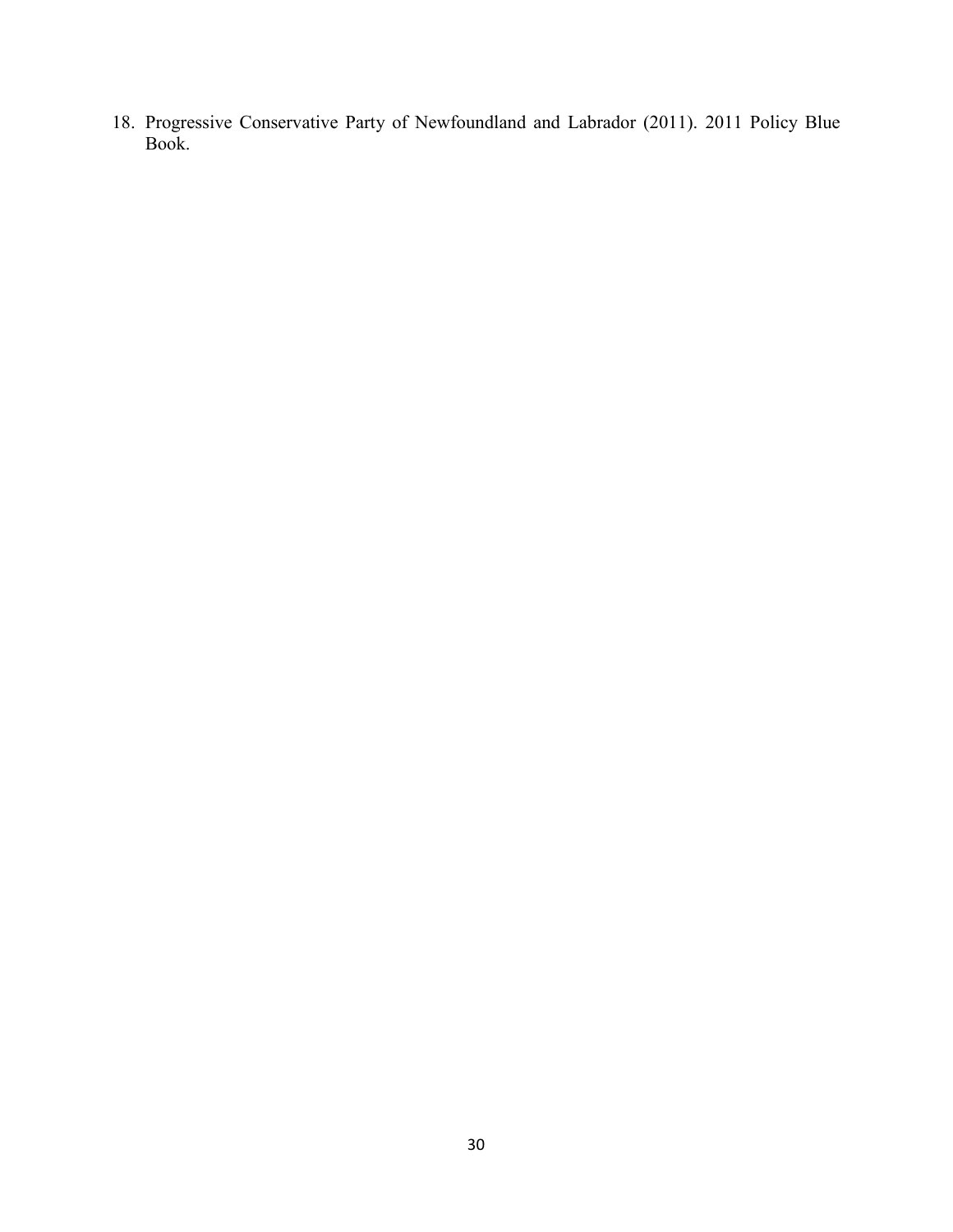18. Progressive Conservative Party of Newfoundland and Labrador (2011). 2011 Policy Blue Book.